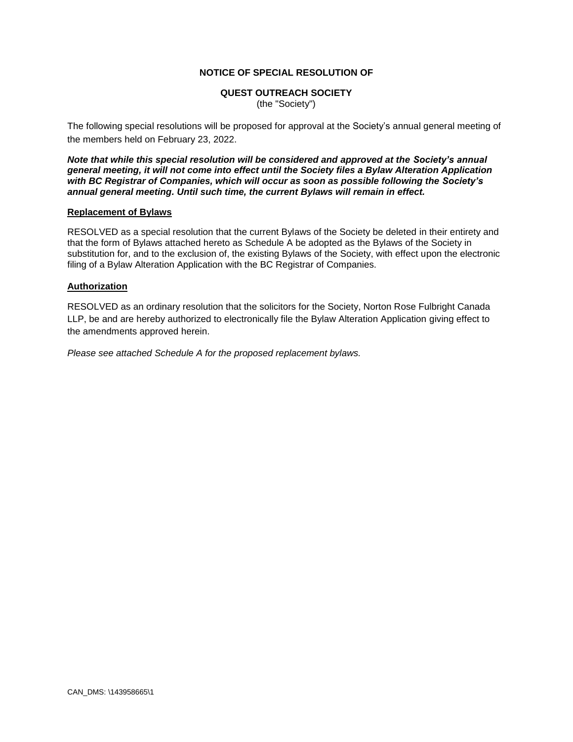**NOTICE OF SPECIAL RESOLUTION OF**

**QUEST OUTREACH SOCIETY**
(the "Society")

The following special resolutions will be proposed for approval at the Society's annual general meeting of the members held on February 23, 2022.

***Note that while this special resolution will be considered and approved at the Society's annual general meeting, it will not come into effect until the Society files a Bylaw Alteration Application with BC Registrar of Companies, which will occur as soon as possible following the Society's annual general meeting. Until such time, the current Bylaws will remain in effect.***

## Replacement of Bylaws

RESOLVED as a special resolution that the current Bylaws of the Society be deleted in their entirety and that the form of Bylaws attached hereto as Schedule A be adopted as the Bylaws of the Society in substitution for, and to the exclusion of, the existing Bylaws of the Society, with effect upon the electronic filing of a Bylaw Alteration Application with the BC Registrar of Companies.

## Authorization

RESOLVED as an ordinary resolution that the solicitors for the Society, Norton Rose Fulbright Canada LLP, be and are hereby authorized to electronically file the Bylaw Alteration Application giving effect to the amendments approved herein.

*Please see attached Schedule A for the proposed replacement bylaws.*

CAN_DMS: \143958665\1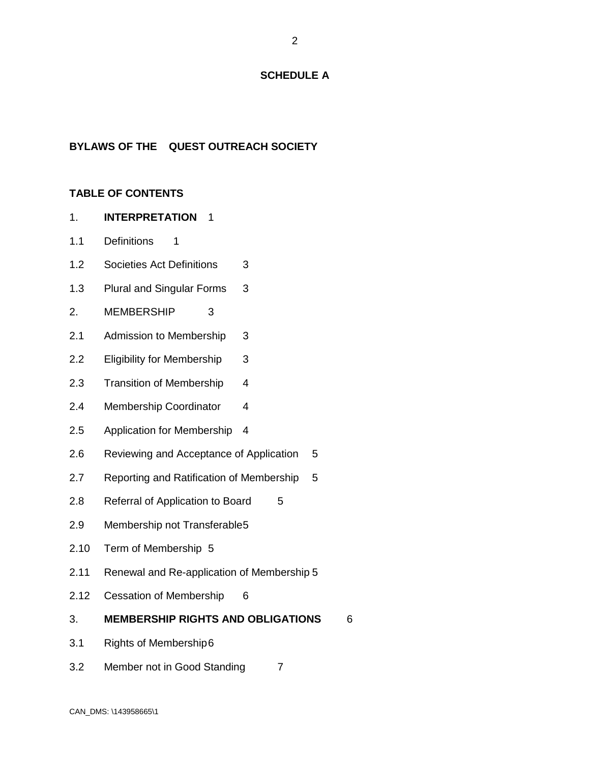**SCHEDULE A**

**BYLAWS OF THE QUEST OUTREACH SOCIETY**

**TABLE OF CONTENTS**

1. **INTERPRETATION** 1

1.1 Definitions 1

1.2 Societies Act Definitions 3

1.3 Plural and Singular Forms 3

2. MEMBERSHIP 3

2.1 Admission to Membership 3

2.2 Eligibility for Membership 3

2.3 Transition of Membership 4

2.4 Membership Coordinator 4

2.5 Application for Membership 4

2.6 Reviewing and Acceptance of Application 5

2.7 Reporting and Ratification of Membership 5

2.8 Referral of Application to Board 5

2.9 Membership not Transferable 5

2.10 Term of Membership 5

2.11 Renewal and Re-application of Membership 5

2.12 Cessation of Membership 6

3. **MEMBERSHIP RIGHTS AND OBLIGATIONS** 6

3.1 Rights of Membership 6

3.2 Member not in Good Standing 7

CAN_DMS: \143958665\1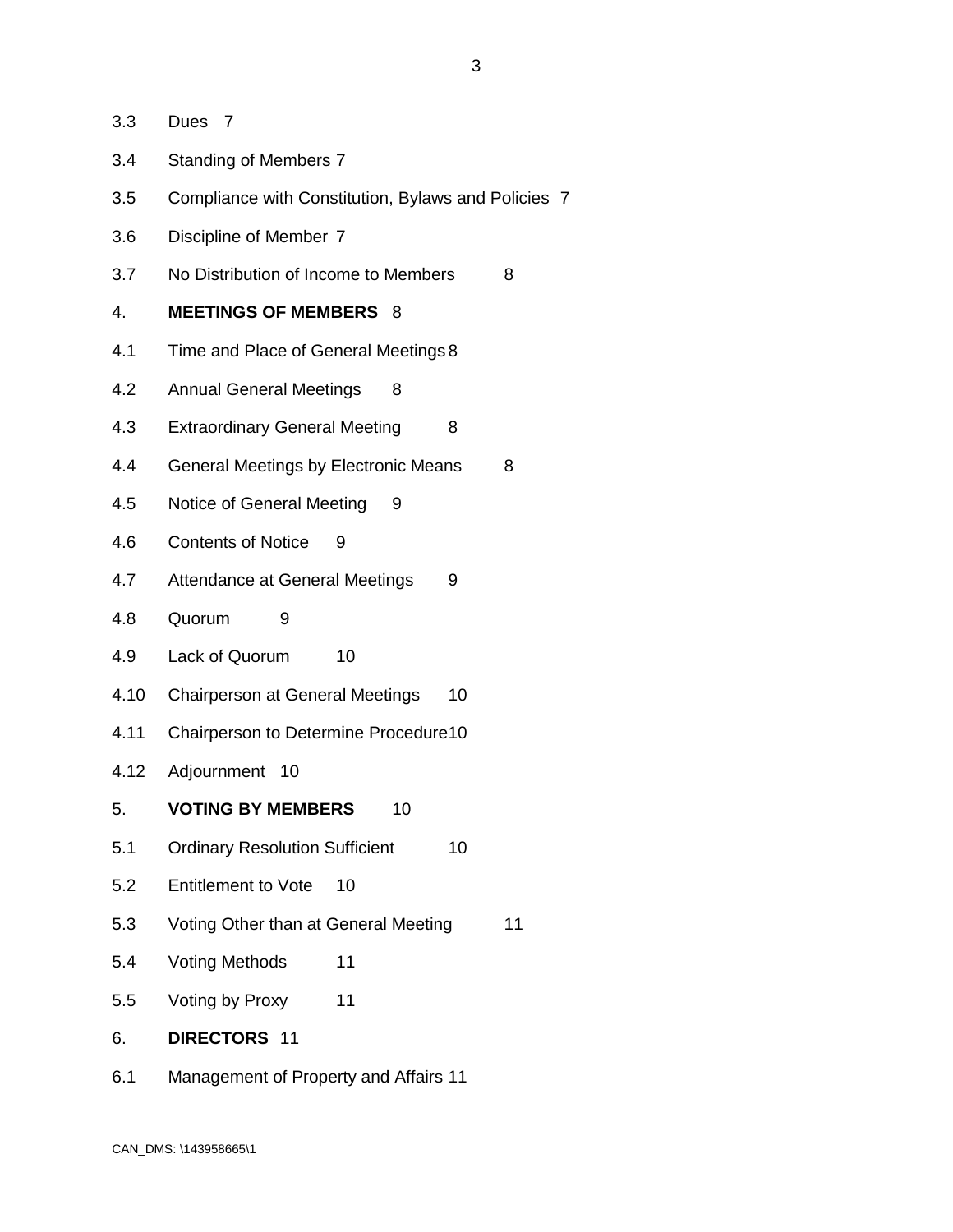3.3 Dues 7

3.4 Standing of Members 7

3.5 Compliance with Constitution, Bylaws and Policies 7

3.6 Discipline of Member 7

3.7 No Distribution of Income to Members 8

4. **MEETINGS OF MEMBERS** 8

4.1 Time and Place of General Meetings 8

4.2 Annual General Meetings 8

4.3 Extraordinary General Meeting 8

4.4 General Meetings by Electronic Means 8

4.5 Notice of General Meeting 9

4.6 Contents of Notice 9

4.7 Attendance at General Meetings 9

4.8 Quorum 9

4.9 Lack of Quorum 10

4.10 Chairperson at General Meetings 10

4.11 Chairperson to Determine Procedure 10

4.12 Adjournment 10

5. **VOTING BY MEMBERS** 10

5.1 Ordinary Resolution Sufficient 10

5.2 Entitlement to Vote 10

5.3 Voting Other than at General Meeting 11

5.4 Voting Methods 11

5.5 Voting by Proxy 11

6. **DIRECTORS** 11

6.1 Management of Property and Affairs 11

CAN_DMS: \143958665\1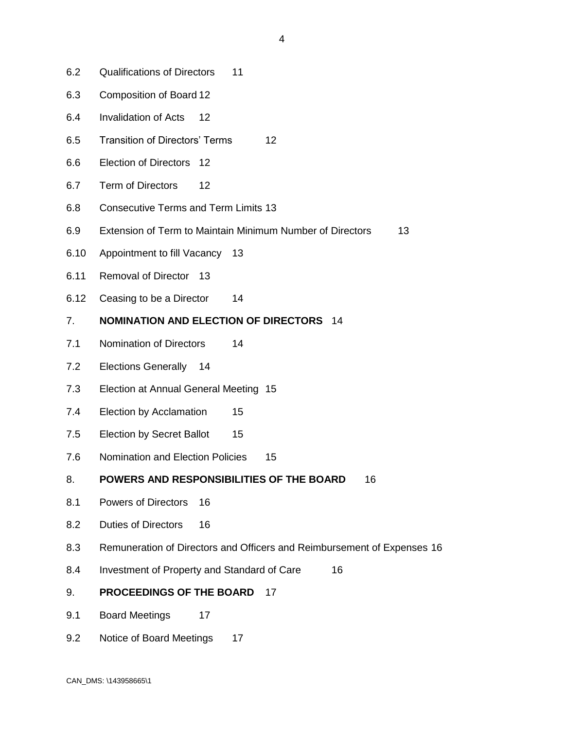6.2 Qualifications of Directors 11

6.3 Composition of Board 12

6.4 Invalidation of Acts 12

6.5 Transition of Directors' Terms 12

6.6 Election of Directors 12

6.7 Term of Directors 12

6.8 Consecutive Terms and Term Limits 13

6.9 Extension of Term to Maintain Minimum Number of Directors 13

6.10 Appointment to fill Vacancy 13

6.11 Removal of Director 13

6.12 Ceasing to be a Director 14

7. **NOMINATION AND ELECTION OF DIRECTORS** 14

7.1 Nomination of Directors 14

7.2 Elections Generally 14

7.3 Election at Annual General Meeting 15

7.4 Election by Acclamation 15

7.5 Election by Secret Ballot 15

7.6 Nomination and Election Policies 15

8. **POWERS AND RESPONSIBILITIES OF THE BOARD** 16

8.1 Powers of Directors 16

8.2 Duties of Directors 16

8.3 Remuneration of Directors and Officers and Reimbursement of Expenses 16

8.4 Investment of Property and Standard of Care 16

9. **PROCEEDINGS OF THE BOARD** 17

9.1 Board Meetings 17

9.2 Notice of Board Meetings 17

CAN_DMS: \143958665\1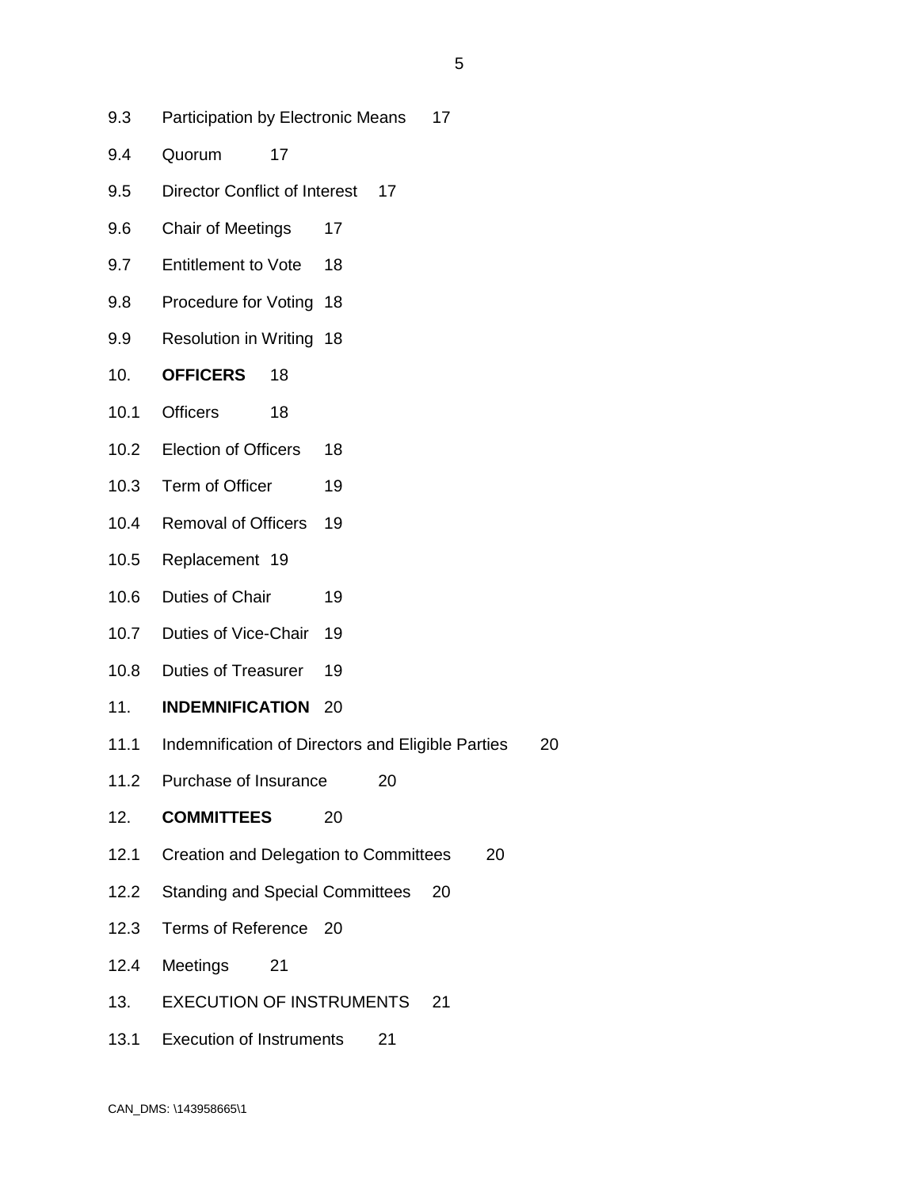9.3 Participation by Electronic Means 17

9.4 Quorum 17

9.5 Director Conflict of Interest 17

9.6 Chair of Meetings 17

9.7 Entitlement to Vote 18

9.8 Procedure for Voting 18

9.9 Resolution in Writing 18

10. **OFFICERS** 18

10.1 Officers 18

10.2 Election of Officers 18

10.3 Term of Officer 19

10.4 Removal of Officers 19

10.5 Replacement 19

10.6 Duties of Chair 19

10.7 Duties of Vice-Chair 19

10.8 Duties of Treasurer 19

11. **INDEMNIFICATION** 20

11.1 Indemnification of Directors and Eligible Parties 20

11.2 Purchase of Insurance 20

12. **COMMITTEES** 20

12.1 Creation and Delegation to Committees 20

12.2 Standing and Special Committees 20

12.3 Terms of Reference 20

12.4 Meetings 21

13. EXECUTION OF INSTRUMENTS 21

13.1 Execution of Instruments 21

CAN_DMS: \143958665\1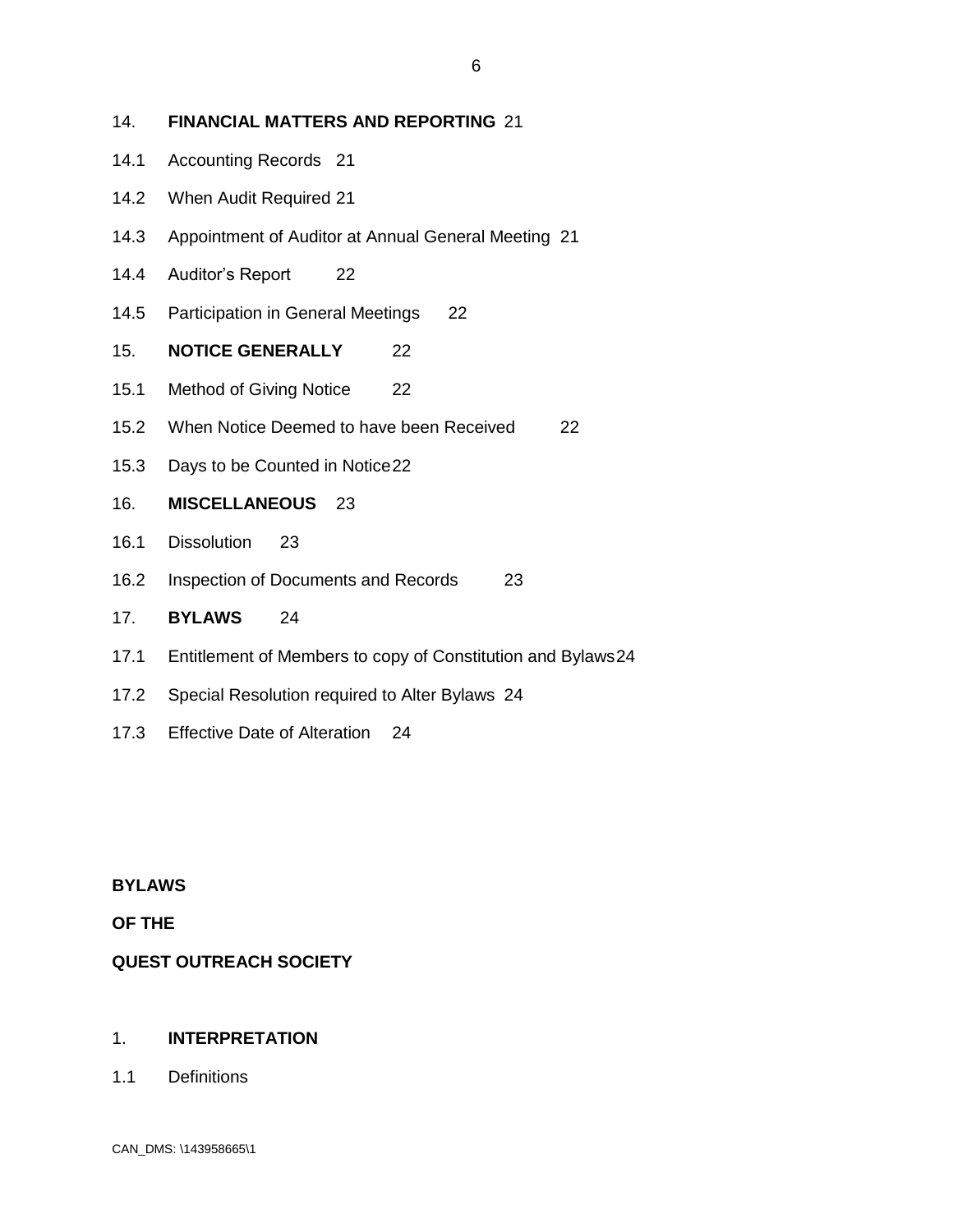14. **FINANCIAL MATTERS AND REPORTING** 21

14.1 Accounting Records 21

14.2 When Audit Required 21

14.3 Appointment of Auditor at Annual General Meeting 21

14.4 Auditor's Report 22

14.5 Participation in General Meetings 22

15. **NOTICE GENERALLY** 22

15.1 Method of Giving Notice 22

15.2 When Notice Deemed to have been Received 22

15.3 Days to be Counted in Notice 22

16. **MISCELLANEOUS** 23

16.1 Dissolution 23

16.2 Inspection of Documents and Records 23

17. **BYLAWS** 24

17.1 Entitlement of Members to copy of Constitution and Bylaws 24

17.2 Special Resolution required to Alter Bylaws 24

17.3 Effective Date of Alteration 24

**BYLAWS**

**OF THE**

**QUEST OUTREACH SOCIETY**

1. **INTERPRETATION**

1.1 Definitions

CAN_DMS: \143958665\1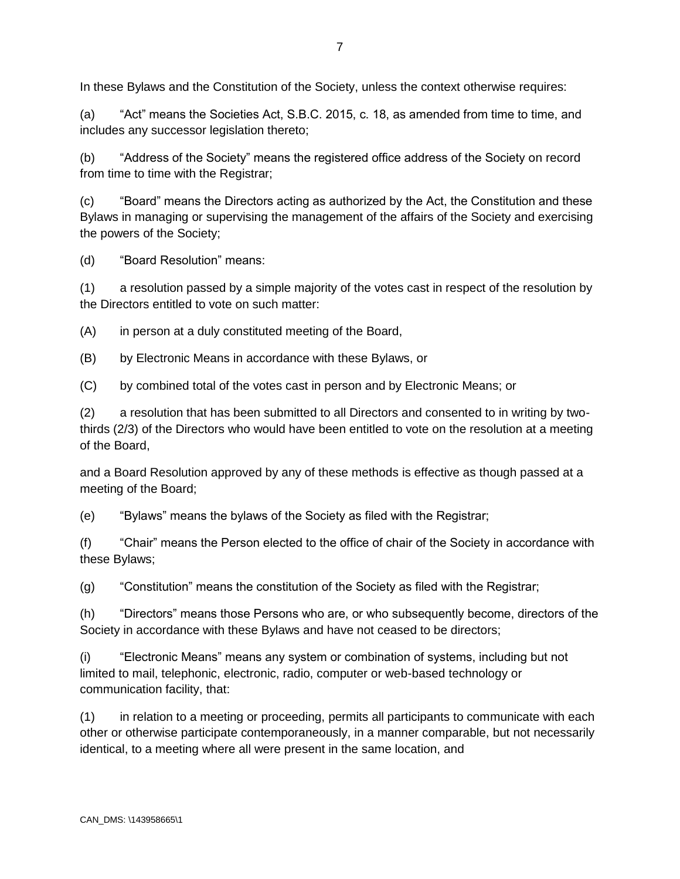In these Bylaws and the Constitution of the Society, unless the context otherwise requires:

(a) "Act" means the Societies Act, S.B.C. 2015, c. 18, as amended from time to time, and includes any successor legislation thereto;

(b) "Address of the Society" means the registered office address of the Society on record from time to time with the Registrar;

(c) "Board" means the Directors acting as authorized by the Act, the Constitution and these Bylaws in managing or supervising the management of the affairs of the Society and exercising the powers of the Society;

(d) "Board Resolution" means:

(1) a resolution passed by a simple majority of the votes cast in respect of the resolution by the Directors entitled to vote on such matter:

(A) in person at a duly constituted meeting of the Board,

(B) by Electronic Means in accordance with these Bylaws, or

(C) by combined total of the votes cast in person and by Electronic Means; or

(2) a resolution that has been submitted to all Directors and consented to in writing by two-thirds (2/3) of the Directors who would have been entitled to vote on the resolution at a meeting of the Board,

and a Board Resolution approved by any of these methods is effective as though passed at a meeting of the Board;

(e) "Bylaws" means the bylaws of the Society as filed with the Registrar;

(f) "Chair" means the Person elected to the office of chair of the Society in accordance with these Bylaws;

(g) "Constitution" means the constitution of the Society as filed with the Registrar;

(h) "Directors" means those Persons who are, or who subsequently become, directors of the Society in accordance with these Bylaws and have not ceased to be directors;

(i) "Electronic Means" means any system or combination of systems, including but not limited to mail, telephonic, electronic, radio, computer or web-based technology or communication facility, that:

(1) in relation to a meeting or proceeding, permits all participants to communicate with each other or otherwise participate contemporaneously, in a manner comparable, but not necessarily identical, to a meeting where all were present in the same location, and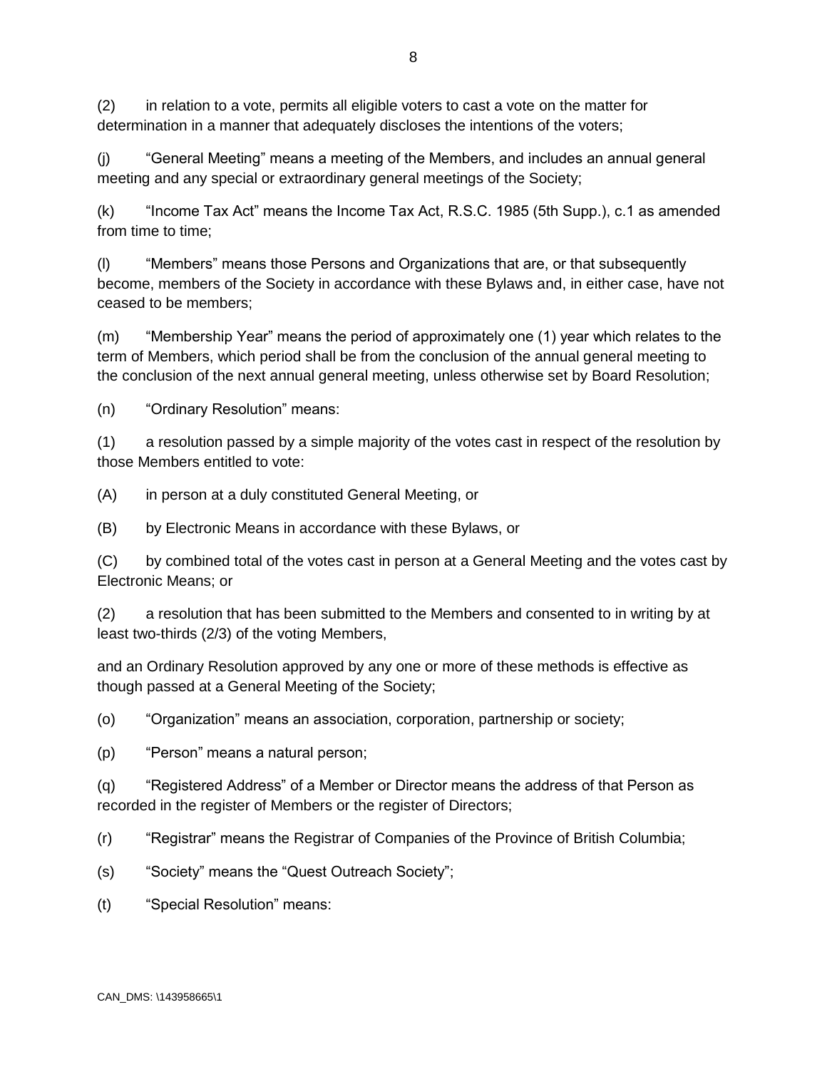(2) in relation to a vote, permits all eligible voters to cast a vote on the matter for determination in a manner that adequately discloses the intentions of the voters;

(j) “General Meeting” means a meeting of the Members, and includes an annual general meeting and any special or extraordinary general meetings of the Society;

(k) “Income Tax Act” means the Income Tax Act, R.S.C. 1985 (5th Supp.), c.1 as amended from time to time;

(l) “Members” means those Persons and Organizations that are, or that subsequently become, members of the Society in accordance with these Bylaws and, in either case, have not ceased to be members;

(m) “Membership Year” means the period of approximately one (1) year which relates to the term of Members, which period shall be from the conclusion of the annual general meeting to the conclusion of the next annual general meeting, unless otherwise set by Board Resolution;

(n) “Ordinary Resolution” means:

(1) a resolution passed by a simple majority of the votes cast in respect of the resolution by those Members entitled to vote:

(A) in person at a duly constituted General Meeting, or

(B) by Electronic Means in accordance with these Bylaws, or

(C) by combined total of the votes cast in person at a General Meeting and the votes cast by Electronic Means; or

(2) a resolution that has been submitted to the Members and consented to in writing by at least two-thirds (2/3) of the voting Members,

and an Ordinary Resolution approved by any one or more of these methods is effective as though passed at a General Meeting of the Society;

(o) “Organization” means an association, corporation, partnership or society;

(p) “Person” means a natural person;

(q) “Registered Address” of a Member or Director means the address of that Person as recorded in the register of Members or the register of Directors;

(r) “Registrar” means the Registrar of Companies of the Province of British Columbia;

(s) “Society” means the “Quest Outreach Society”;

(t) “Special Resolution” means: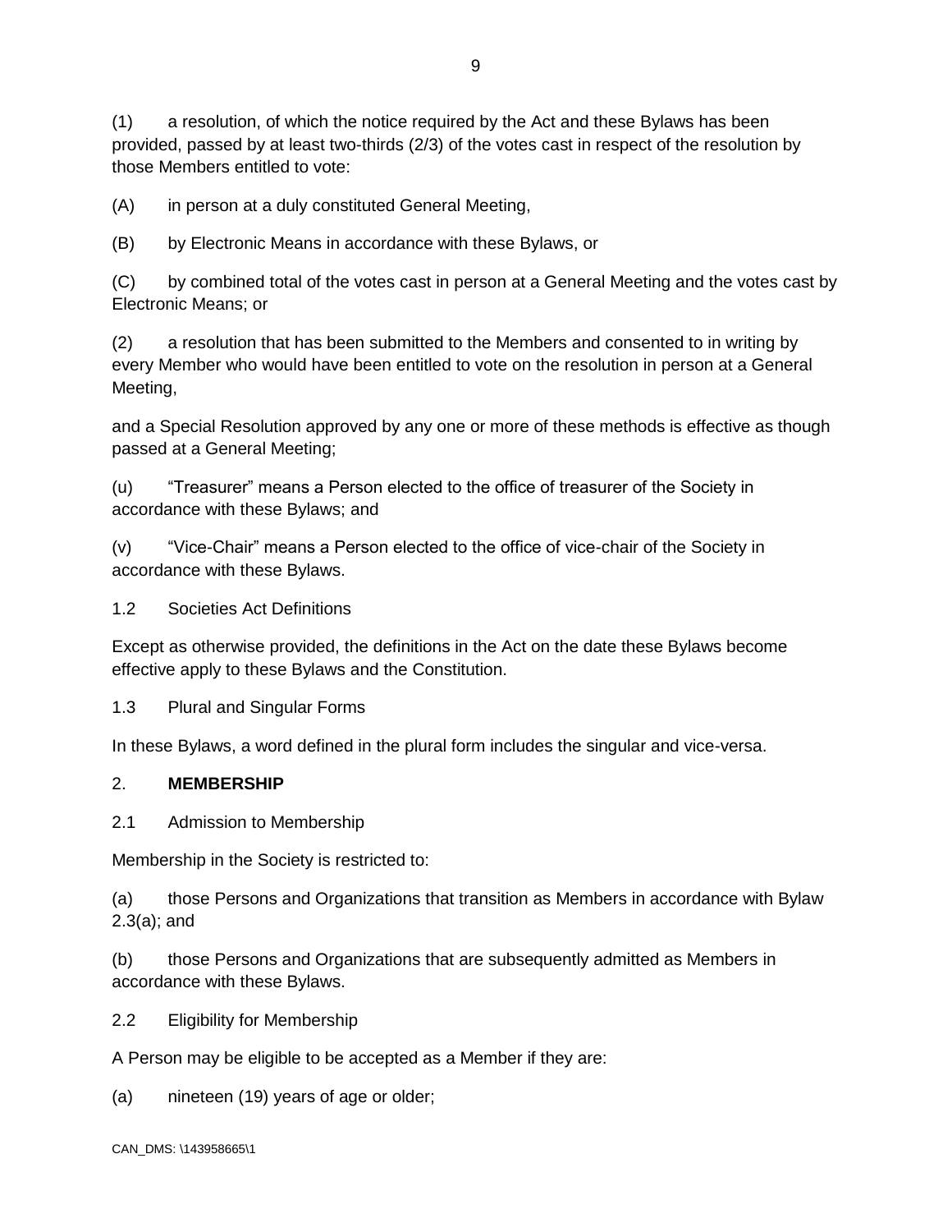(1) a resolution, of which the notice required by the Act and these Bylaws has been provided, passed by at least two-thirds (2/3) of the votes cast in respect of the resolution by those Members entitled to vote:

(A) in person at a duly constituted General Meeting,

(B) by Electronic Means in accordance with these Bylaws, or

(C) by combined total of the votes cast in person at a General Meeting and the votes cast by Electronic Means; or

(2) a resolution that has been submitted to the Members and consented to in writing by every Member who would have been entitled to vote on the resolution in person at a General Meeting,

and a Special Resolution approved by any one or more of these methods is effective as though passed at a General Meeting;

(u) "Treasurer" means a Person elected to the office of treasurer of the Society in accordance with these Bylaws; and

(v) "Vice-Chair" means a Person elected to the office of vice-chair of the Society in accordance with these Bylaws.

1.2 Societies Act Definitions

Except as otherwise provided, the definitions in the Act on the date these Bylaws become effective apply to these Bylaws and the Constitution.

1.3 Plural and Singular Forms

In these Bylaws, a word defined in the plural form includes the singular and vice-versa.

## 2. **MEMBERSHIP**

2.1 Admission to Membership

Membership in the Society is restricted to:

(a) those Persons and Organizations that transition as Members in accordance with Bylaw 2.3(a); and

(b) those Persons and Organizations that are subsequently admitted as Members in accordance with these Bylaws.

2.2 Eligibility for Membership

A Person may be eligible to be accepted as a Member if they are:

(a) nineteen (19) years of age or older;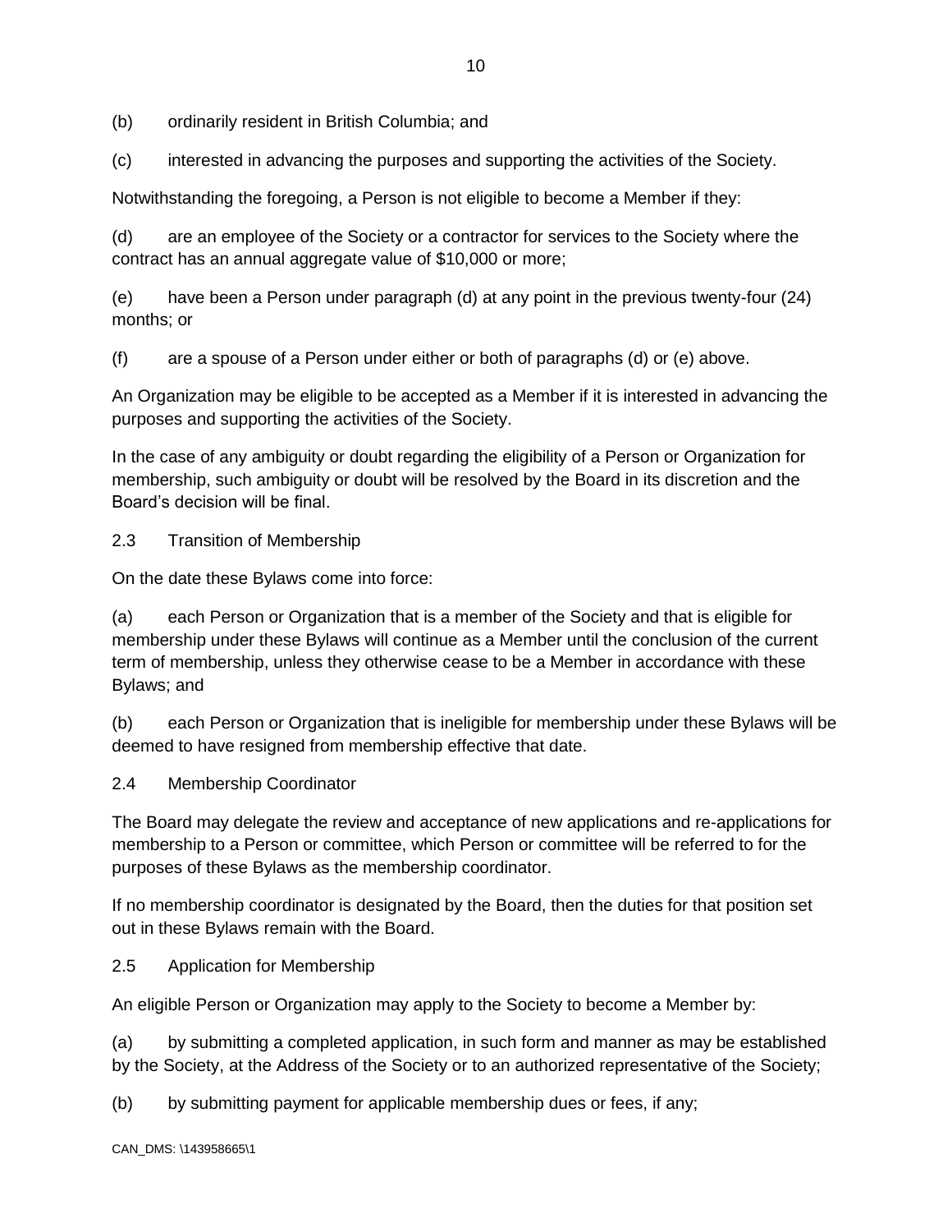(b) ordinarily resident in British Columbia; and

(c) interested in advancing the purposes and supporting the activities of the Society.

Notwithstanding the foregoing, a Person is not eligible to become a Member if they:

(d) are an employee of the Society or a contractor for services to the Society where the contract has an annual aggregate value of $10,000 or more;

(e) have been a Person under paragraph (d) at any point in the previous twenty-four (24) months; or

(f) are a spouse of a Person under either or both of paragraphs (d) or (e) above.

An Organization may be eligible to be accepted as a Member if it is interested in advancing the purposes and supporting the activities of the Society.

In the case of any ambiguity or doubt regarding the eligibility of a Person or Organization for membership, such ambiguity or doubt will be resolved by the Board in its discretion and the Board's decision will be final.

## 2.3 Transition of Membership

On the date these Bylaws come into force:

(a) each Person or Organization that is a member of the Society and that is eligible for membership under these Bylaws will continue as a Member until the conclusion of the current term of membership, unless they otherwise cease to be a Member in accordance with these Bylaws; and

(b) each Person or Organization that is ineligible for membership under these Bylaws will be deemed to have resigned from membership effective that date.

## 2.4 Membership Coordinator

The Board may delegate the review and acceptance of new applications and re-applications for membership to a Person or committee, which Person or committee will be referred to for the purposes of these Bylaws as the membership coordinator.

If no membership coordinator is designated by the Board, then the duties for that position set out in these Bylaws remain with the Board.

## 2.5 Application for Membership

An eligible Person or Organization may apply to the Society to become a Member by:

(a) by submitting a completed application, in such form and manner as may be established by the Society, at the Address of the Society or to an authorized representative of the Society;

(b) by submitting payment for applicable membership dues or fees, if any;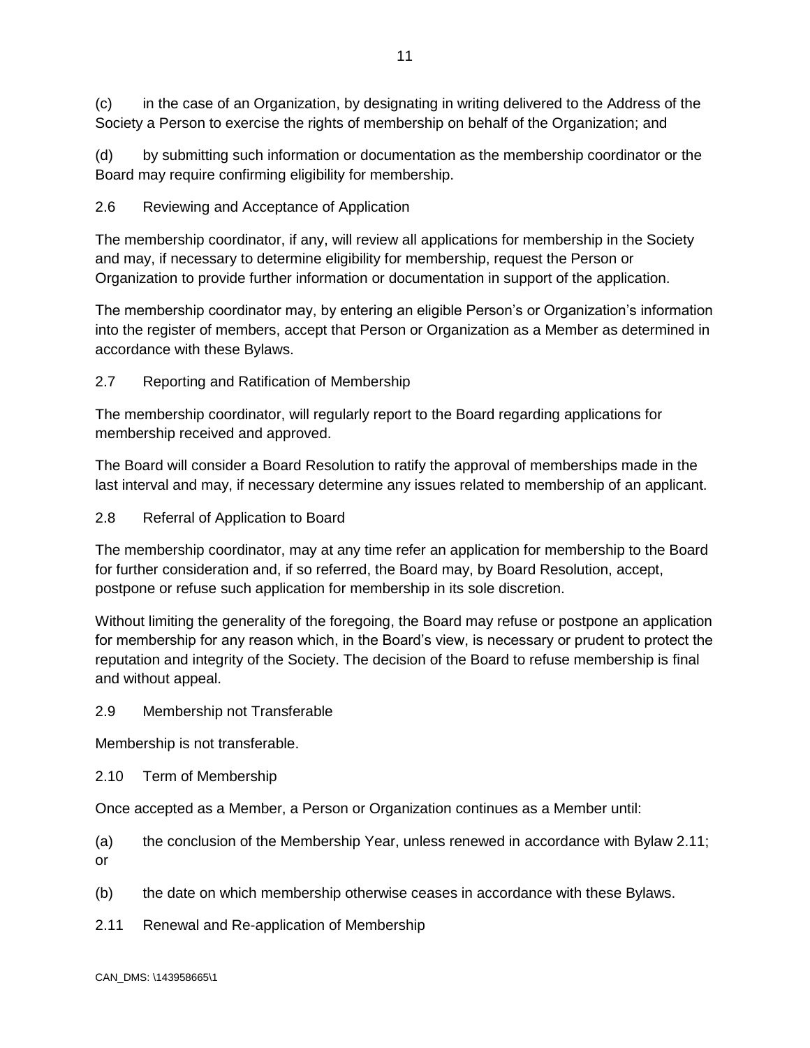(c) in the case of an Organization, by designating in writing delivered to the Address of the Society a Person to exercise the rights of membership on behalf of the Organization; and

(d) by submitting such information or documentation as the membership coordinator or the Board may require confirming eligibility for membership.

### 2.6 Reviewing and Acceptance of Application

The membership coordinator, if any, will review all applications for membership in the Society and may, if necessary to determine eligibility for membership, request the Person or Organization to provide further information or documentation in support of the application.

The membership coordinator may, by entering an eligible Person's or Organization's information into the register of members, accept that Person or Organization as a Member as determined in accordance with these Bylaws.

### 2.7 Reporting and Ratification of Membership

The membership coordinator, will regularly report to the Board regarding applications for membership received and approved.

The Board will consider a Board Resolution to ratify the approval of memberships made in the last interval and may, if necessary determine any issues related to membership of an applicant.

### 2.8 Referral of Application to Board

The membership coordinator, may at any time refer an application for membership to the Board for further consideration and, if so referred, the Board may, by Board Resolution, accept, postpone or refuse such application for membership in its sole discretion.

Without limiting the generality of the foregoing, the Board may refuse or postpone an application for membership for any reason which, in the Board's view, is necessary or prudent to protect the reputation and integrity of the Society. The decision of the Board to refuse membership is final and without appeal.

### 2.9 Membership not Transferable

Membership is not transferable.

### 2.10 Term of Membership

Once accepted as a Member, a Person or Organization continues as a Member until:

(a) the conclusion of the Membership Year, unless renewed in accordance with Bylaw 2.11; or

(b) the date on which membership otherwise ceases in accordance with these Bylaws.

### 2.11 Renewal and Re-application of Membership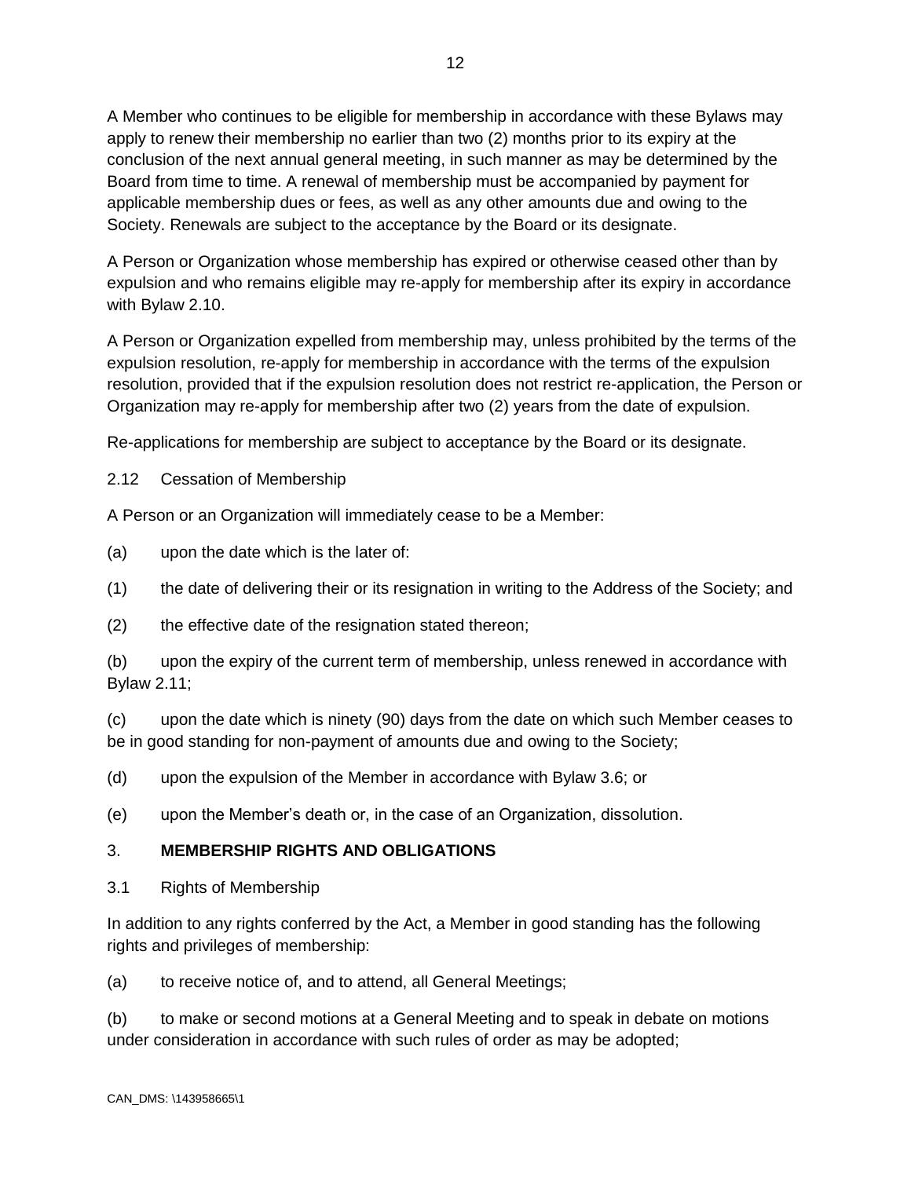A Member who continues to be eligible for membership in accordance with these Bylaws may apply to renew their membership no earlier than two (2) months prior to its expiry at the conclusion of the next annual general meeting, in such manner as may be determined by the Board from time to time. A renewal of membership must be accompanied by payment for applicable membership dues or fees, as well as any other amounts due and owing to the Society. Renewals are subject to the acceptance by the Board or its designate.

A Person or Organization whose membership has expired or otherwise ceased other than by expulsion and who remains eligible may re-apply for membership after its expiry in accordance with Bylaw 2.10.

A Person or Organization expelled from membership may, unless prohibited by the terms of the expulsion resolution, re-apply for membership in accordance with the terms of the expulsion resolution, provided that if the expulsion resolution does not restrict re-application, the Person or Organization may re-apply for membership after two (2) years from the date of expulsion.

Re-applications for membership are subject to acceptance by the Board or its designate.

2.12 Cessation of Membership

A Person or an Organization will immediately cease to be a Member:

(a) upon the date which is the later of:

(1) the date of delivering their or its resignation in writing to the Address of the Society; and

(2) the effective date of the resignation stated thereon;

(b) upon the expiry of the current term of membership, unless renewed in accordance with Bylaw 2.11;

(c) upon the date which is ninety (90) days from the date on which such Member ceases to be in good standing for non-payment of amounts due and owing to the Society;

(d) upon the expulsion of the Member in accordance with Bylaw 3.6; or

(e) upon the Member's death or, in the case of an Organization, dissolution.

## 3. **MEMBERSHIP RIGHTS AND OBLIGATIONS**

3.1 Rights of Membership

In addition to any rights conferred by the Act, a Member in good standing has the following rights and privileges of membership:

(a) to receive notice of, and to attend, all General Meetings;

(b) to make or second motions at a General Meeting and to speak in debate on motions under consideration in accordance with such rules of order as may be adopted;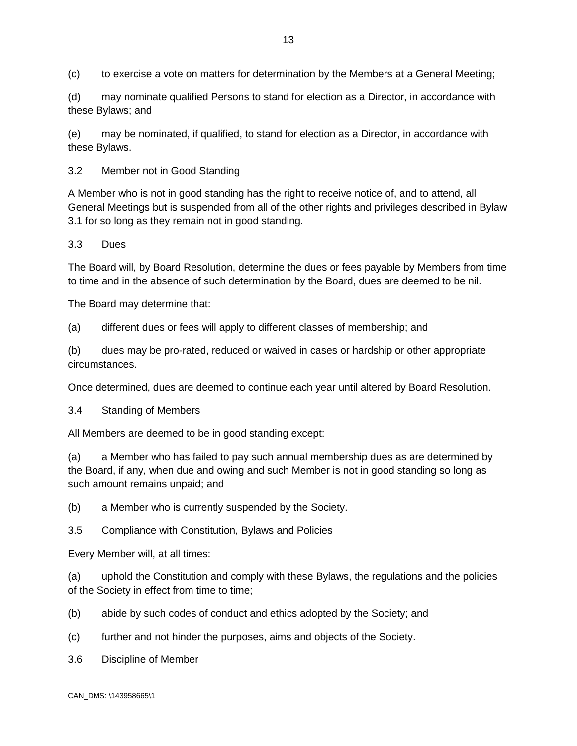(c) to exercise a vote on matters for determination by the Members at a General Meeting;

(d) may nominate qualified Persons to stand for election as a Director, in accordance with these Bylaws; and

(e) may be nominated, if qualified, to stand for election as a Director, in accordance with these Bylaws.

### 3.2 Member not in Good Standing

A Member who is not in good standing has the right to receive notice of, and to attend, all General Meetings but is suspended from all of the other rights and privileges described in Bylaw 3.1 for so long as they remain not in good standing.

### 3.3 Dues

The Board will, by Board Resolution, determine the dues or fees payable by Members from time to time and in the absence of such determination by the Board, dues are deemed to be nil.

The Board may determine that:

(a) different dues or fees will apply to different classes of membership; and

(b) dues may be pro-rated, reduced or waived in cases or hardship or other appropriate circumstances.

Once determined, dues are deemed to continue each year until altered by Board Resolution.

### 3.4 Standing of Members

All Members are deemed to be in good standing except:

(a) a Member who has failed to pay such annual membership dues as are determined by the Board, if any, when due and owing and such Member is not in good standing so long as such amount remains unpaid; and

(b) a Member who is currently suspended by the Society.

### 3.5 Compliance with Constitution, Bylaws and Policies

Every Member will, at all times:

(a) uphold the Constitution and comply with these Bylaws, the regulations and the policies of the Society in effect from time to time;

(b) abide by such codes of conduct and ethics adopted by the Society; and

(c) further and not hinder the purposes, aims and objects of the Society.

### 3.6 Discipline of Member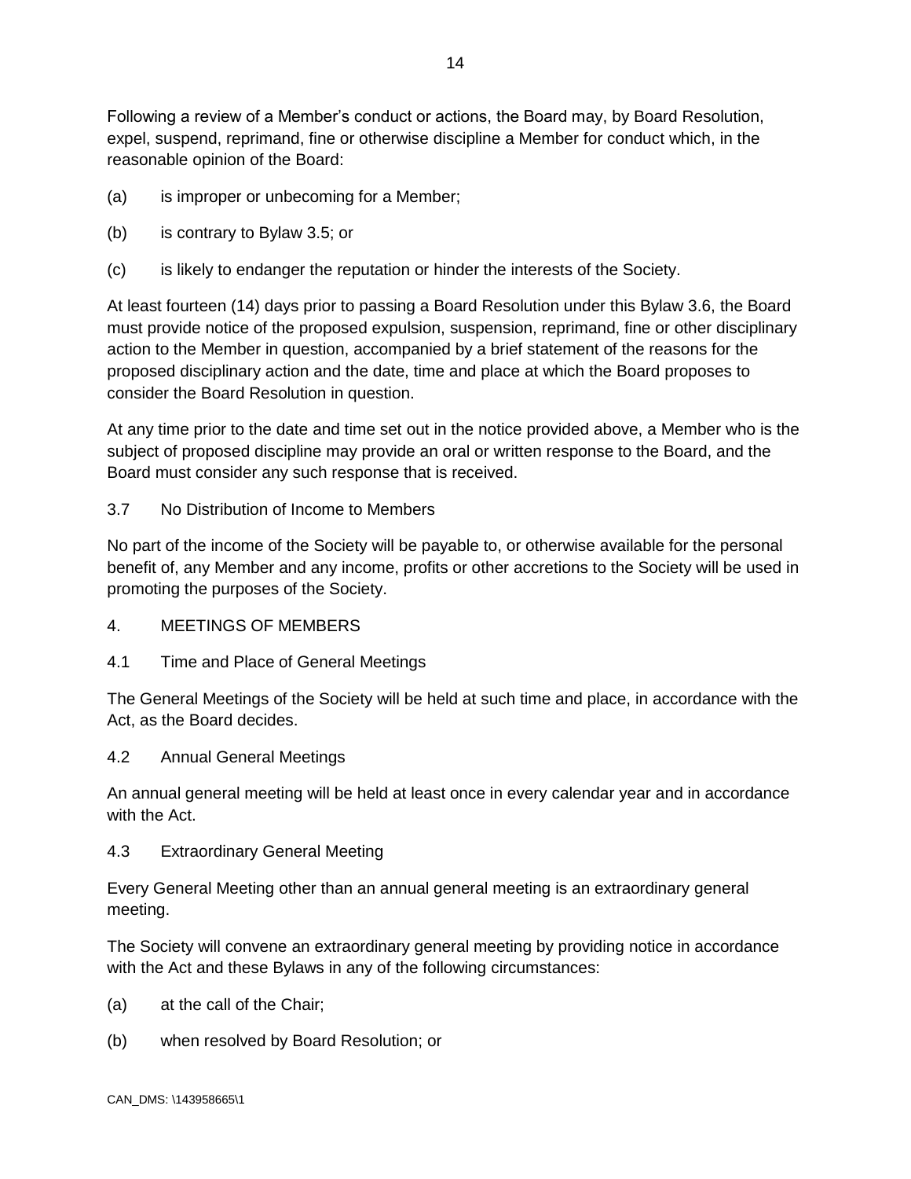Following a review of a Member's conduct or actions, the Board may, by Board Resolution, expel, suspend, reprimand, fine or otherwise discipline a Member for conduct which, in the reasonable opinion of the Board:

(a) is improper or unbecoming for a Member;

(b) is contrary to Bylaw 3.5; or

(c) is likely to endanger the reputation or hinder the interests of the Society.

At least fourteen (14) days prior to passing a Board Resolution under this Bylaw 3.6, the Board must provide notice of the proposed expulsion, suspension, reprimand, fine or other disciplinary action to the Member in question, accompanied by a brief statement of the reasons for the proposed disciplinary action and the date, time and place at which the Board proposes to consider the Board Resolution in question.

At any time prior to the date and time set out in the notice provided above, a Member who is the subject of proposed discipline may provide an oral or written response to the Board, and the Board must consider any such response that is received.

### 3.7 No Distribution of Income to Members

No part of the income of the Society will be payable to, or otherwise available for the personal benefit of, any Member and any income, profits or other accretions to the Society will be used in promoting the purposes of the Society.

## 4. MEETINGS OF MEMBERS

### 4.1 Time and Place of General Meetings

The General Meetings of the Society will be held at such time and place, in accordance with the Act, as the Board decides.

### 4.2 Annual General Meetings

An annual general meeting will be held at least once in every calendar year and in accordance with the Act.

### 4.3 Extraordinary General Meeting

Every General Meeting other than an annual general meeting is an extraordinary general meeting.

The Society will convene an extraordinary general meeting by providing notice in accordance with the Act and these Bylaws in any of the following circumstances:

(a) at the call of the Chair;

(b) when resolved by Board Resolution; or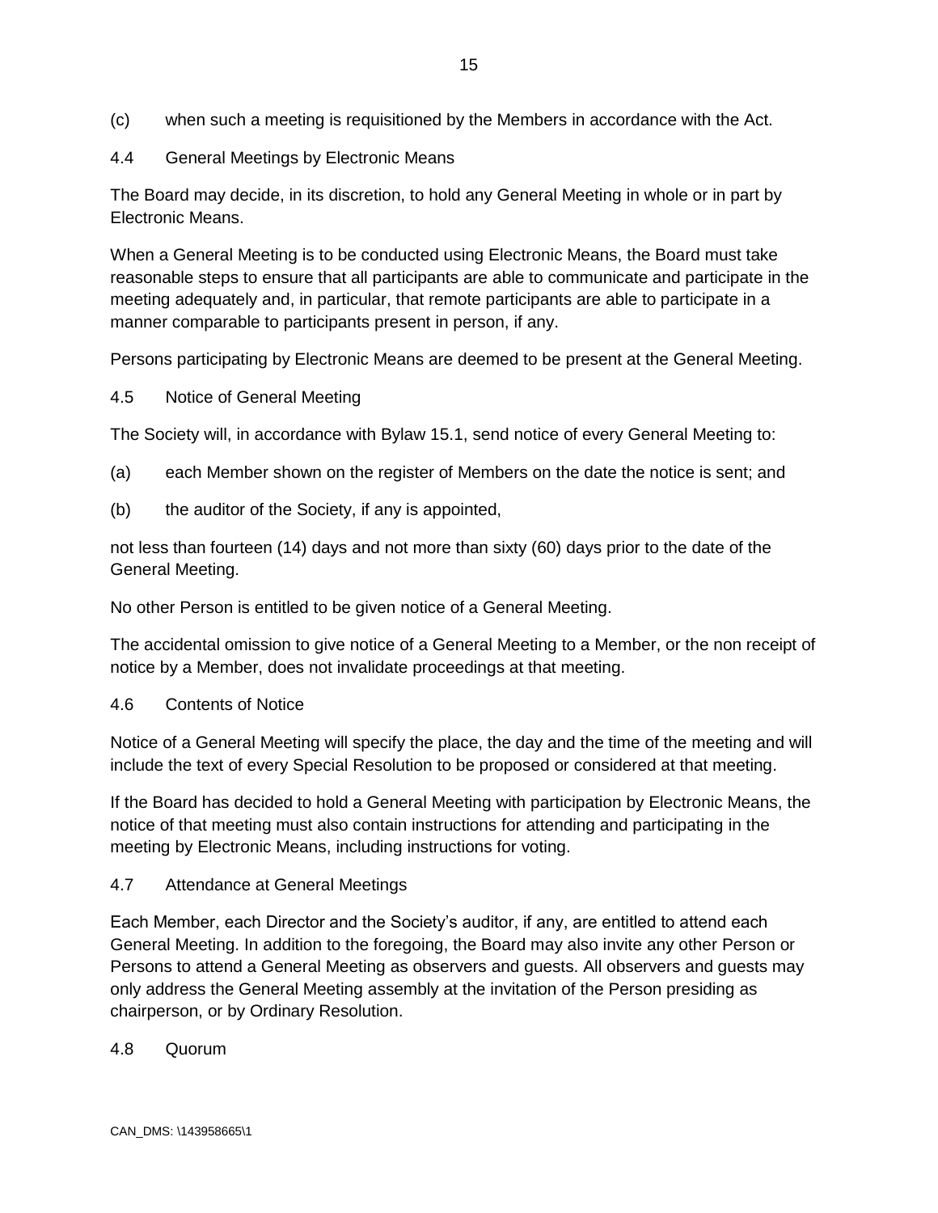(c) when such a meeting is requisitioned by the Members in accordance with the Act.

### 4.4 General Meetings by Electronic Means

The Board may decide, in its discretion, to hold any General Meeting in whole or in part by Electronic Means.

When a General Meeting is to be conducted using Electronic Means, the Board must take reasonable steps to ensure that all participants are able to communicate and participate in the meeting adequately and, in particular, that remote participants are able to participate in a manner comparable to participants present in person, if any.

Persons participating by Electronic Means are deemed to be present at the General Meeting.

### 4.5 Notice of General Meeting

The Society will, in accordance with Bylaw 15.1, send notice of every General Meeting to:

(a) each Member shown on the register of Members on the date the notice is sent; and

(b) the auditor of the Society, if any is appointed,

not less than fourteen (14) days and not more than sixty (60) days prior to the date of the General Meeting.

No other Person is entitled to be given notice of a General Meeting.

The accidental omission to give notice of a General Meeting to a Member, or the non receipt of notice by a Member, does not invalidate proceedings at that meeting.

### 4.6 Contents of Notice

Notice of a General Meeting will specify the place, the day and the time of the meeting and will include the text of every Special Resolution to be proposed or considered at that meeting.

If the Board has decided to hold a General Meeting with participation by Electronic Means, the notice of that meeting must also contain instructions for attending and participating in the meeting by Electronic Means, including instructions for voting.

### 4.7 Attendance at General Meetings

Each Member, each Director and the Society's auditor, if any, are entitled to attend each General Meeting. In addition to the foregoing, the Board may also invite any other Person or Persons to attend a General Meeting as observers and guests. All observers and guests may only address the General Meeting assembly at the invitation of the Person presiding as chairperson, or by Ordinary Resolution.

### 4.8 Quorum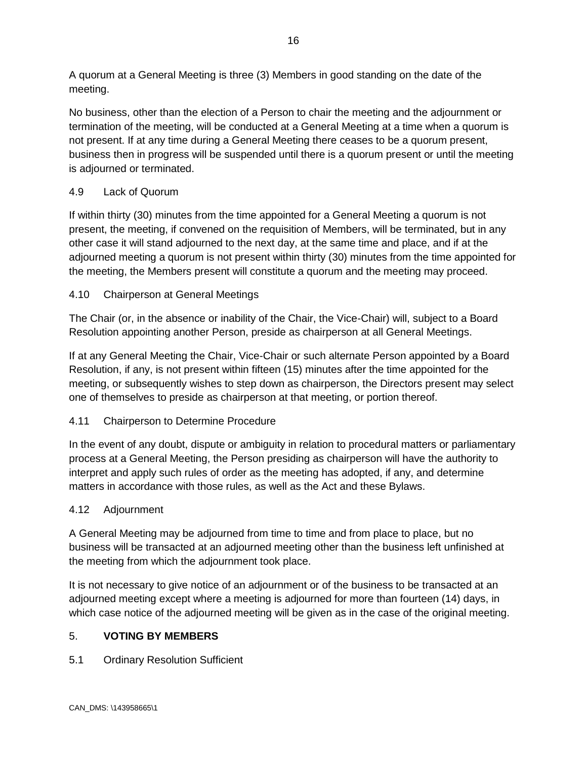A quorum at a General Meeting is three (3) Members in good standing on the date of the meeting.

No business, other than the election of a Person to chair the meeting and the adjournment or termination of the meeting, will be conducted at a General Meeting at a time when a quorum is not present. If at any time during a General Meeting there ceases to be a quorum present, business then in progress will be suspended until there is a quorum present or until the meeting is adjourned or terminated.

### 4.9 Lack of Quorum

If within thirty (30) minutes from the time appointed for a General Meeting a quorum is not present, the meeting, if convened on the requisition of Members, will be terminated, but in any other case it will stand adjourned to the next day, at the same time and place, and if at the adjourned meeting a quorum is not present within thirty (30) minutes from the time appointed for the meeting, the Members present will constitute a quorum and the meeting may proceed.

### 4.10 Chairperson at General Meetings

The Chair (or, in the absence or inability of the Chair, the Vice-Chair) will, subject to a Board Resolution appointing another Person, preside as chairperson at all General Meetings.

If at any General Meeting the Chair, Vice-Chair or such alternate Person appointed by a Board Resolution, if any, is not present within fifteen (15) minutes after the time appointed for the meeting, or subsequently wishes to step down as chairperson, the Directors present may select one of themselves to preside as chairperson at that meeting, or portion thereof.

### 4.11 Chairperson to Determine Procedure

In the event of any doubt, dispute or ambiguity in relation to procedural matters or parliamentary process at a General Meeting, the Person presiding as chairperson will have the authority to interpret and apply such rules of order as the meeting has adopted, if any, and determine matters in accordance with those rules, as well as the Act and these Bylaws.

### 4.12 Adjournment

A General Meeting may be adjourned from time to time and from place to place, but no business will be transacted at an adjourned meeting other than the business left unfinished at the meeting from which the adjournment took place.

It is not necessary to give notice of an adjournment or of the business to be transacted at an adjourned meeting except where a meeting is adjourned for more than fourteen (14) days, in which case notice of the adjourned meeting will be given as in the case of the original meeting.

## 5. **VOTING BY MEMBERS**

### 5.1 Ordinary Resolution Sufficient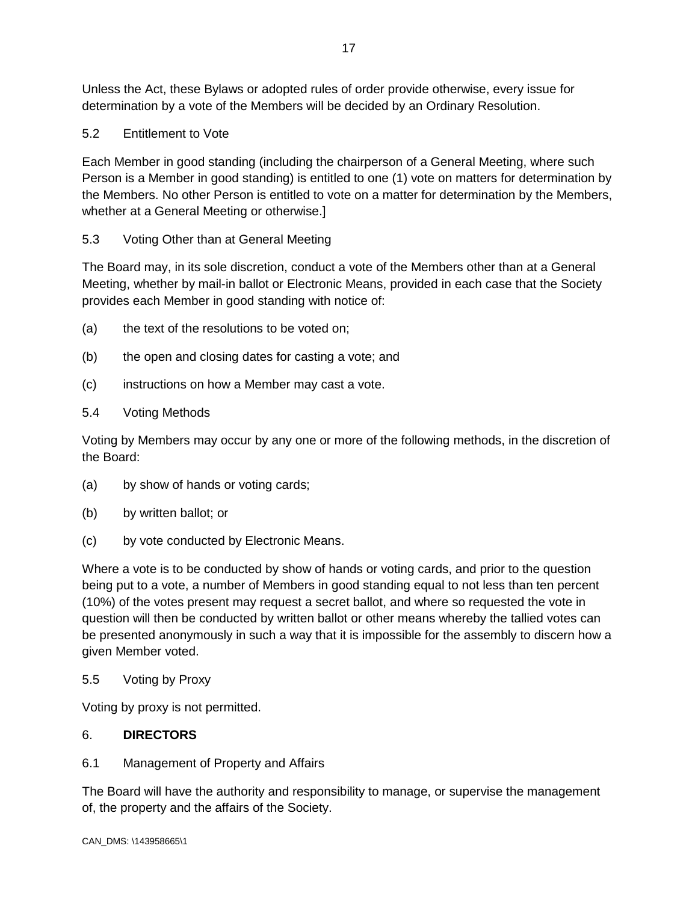Unless the Act, these Bylaws or adopted rules of order provide otherwise, every issue for determination by a vote of the Members will be decided by an Ordinary Resolution.

5.2 Entitlement to Vote

Each Member in good standing (including the chairperson of a General Meeting, where such Person is a Member in good standing) is entitled to one (1) vote on matters for determination by the Members. No other Person is entitled to vote on a matter for determination by the Members, whether at a General Meeting or otherwise.]

5.3 Voting Other than at General Meeting

The Board may, in its sole discretion, conduct a vote of the Members other than at a General Meeting, whether by mail-in ballot or Electronic Means, provided in each case that the Society provides each Member in good standing with notice of:

(a) the text of the resolutions to be voted on;

(b) the open and closing dates for casting a vote; and

(c) instructions on how a Member may cast a vote.

5.4 Voting Methods

Voting by Members may occur by any one or more of the following methods, in the discretion of the Board:

(a) by show of hands or voting cards;

(b) by written ballot; or

(c) by vote conducted by Electronic Means.

Where a vote is to be conducted by show of hands or voting cards, and prior to the question being put to a vote, a number of Members in good standing equal to not less than ten percent (10%) of the votes present may request a secret ballot, and where so requested the vote in question will then be conducted by written ballot or other means whereby the tallied votes can be presented anonymously in such a way that it is impossible for the assembly to discern how a given Member voted.

5.5 Voting by Proxy

Voting by proxy is not permitted.

## 6. DIRECTORS

6.1 Management of Property and Affairs

The Board will have the authority and responsibility to manage, or supervise the management of, the property and the affairs of the Society.

CAN_DMS: \143958665\1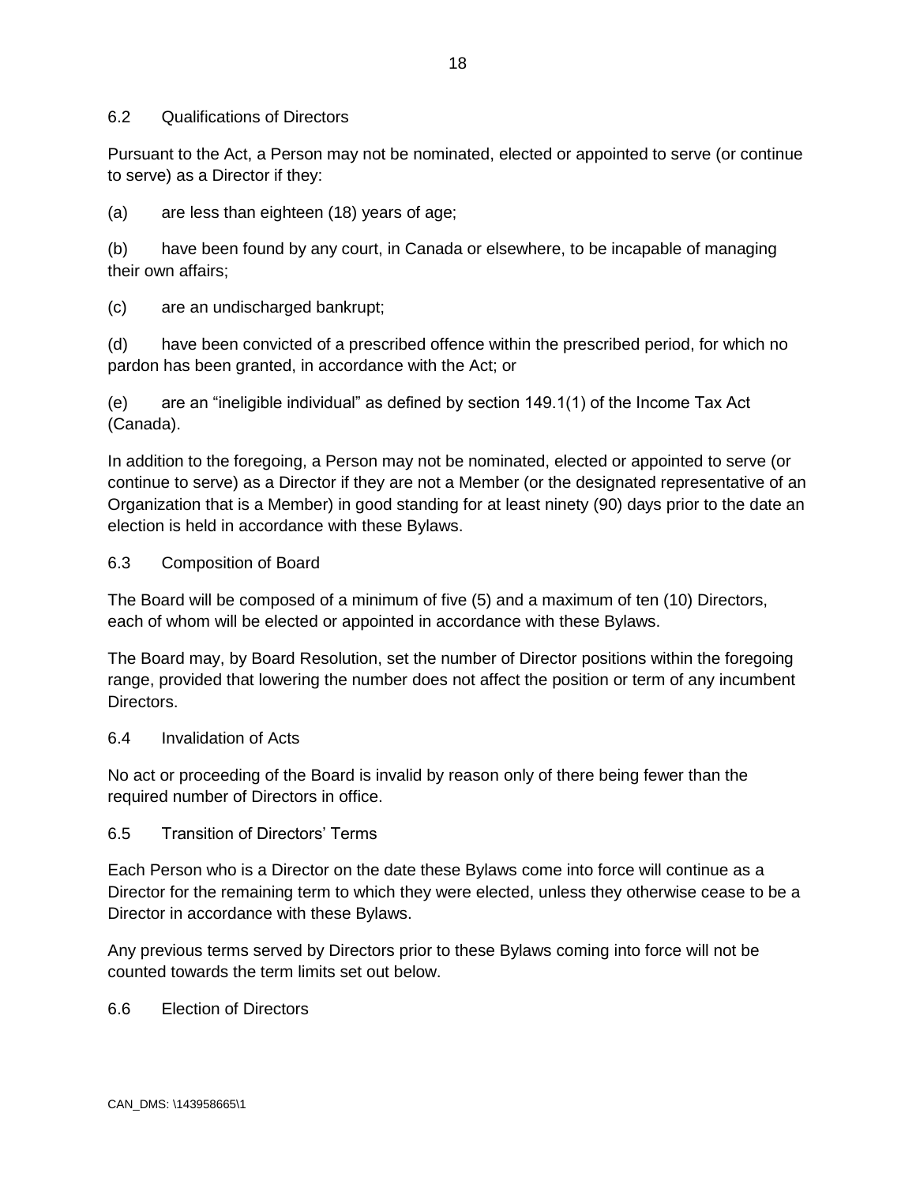### 6.2 Qualifications of Directors

Pursuant to the Act, a Person may not be nominated, elected or appointed to serve (or continue to serve) as a Director if they:

(a) are less than eighteen (18) years of age;

(b) have been found by any court, in Canada or elsewhere, to be incapable of managing their own affairs;

(c) are an undischarged bankrupt;

(d) have been convicted of a prescribed offence within the prescribed period, for which no pardon has been granted, in accordance with the Act; or

(e) are an “ineligible individual” as defined by section 149.1(1) of the Income Tax Act (Canada).

In addition to the foregoing, a Person may not be nominated, elected or appointed to serve (or continue to serve) as a Director if they are not a Member (or the designated representative of an Organization that is a Member) in good standing for at least ninety (90) days prior to the date an election is held in accordance with these Bylaws.

### 6.3 Composition of Board

The Board will be composed of a minimum of five (5) and a maximum of ten (10) Directors, each of whom will be elected or appointed in accordance with these Bylaws.

The Board may, by Board Resolution, set the number of Director positions within the foregoing range, provided that lowering the number does not affect the position or term of any incumbent Directors.

### 6.4 Invalidation of Acts

No act or proceeding of the Board is invalid by reason only of there being fewer than the required number of Directors in office.

### 6.5 Transition of Directors’ Terms

Each Person who is a Director on the date these Bylaws come into force will continue as a Director for the remaining term to which they were elected, unless they otherwise cease to be a Director in accordance with these Bylaws.

Any previous terms served by Directors prior to these Bylaws coming into force will not be counted towards the term limits set out below.

### 6.6 Election of Directors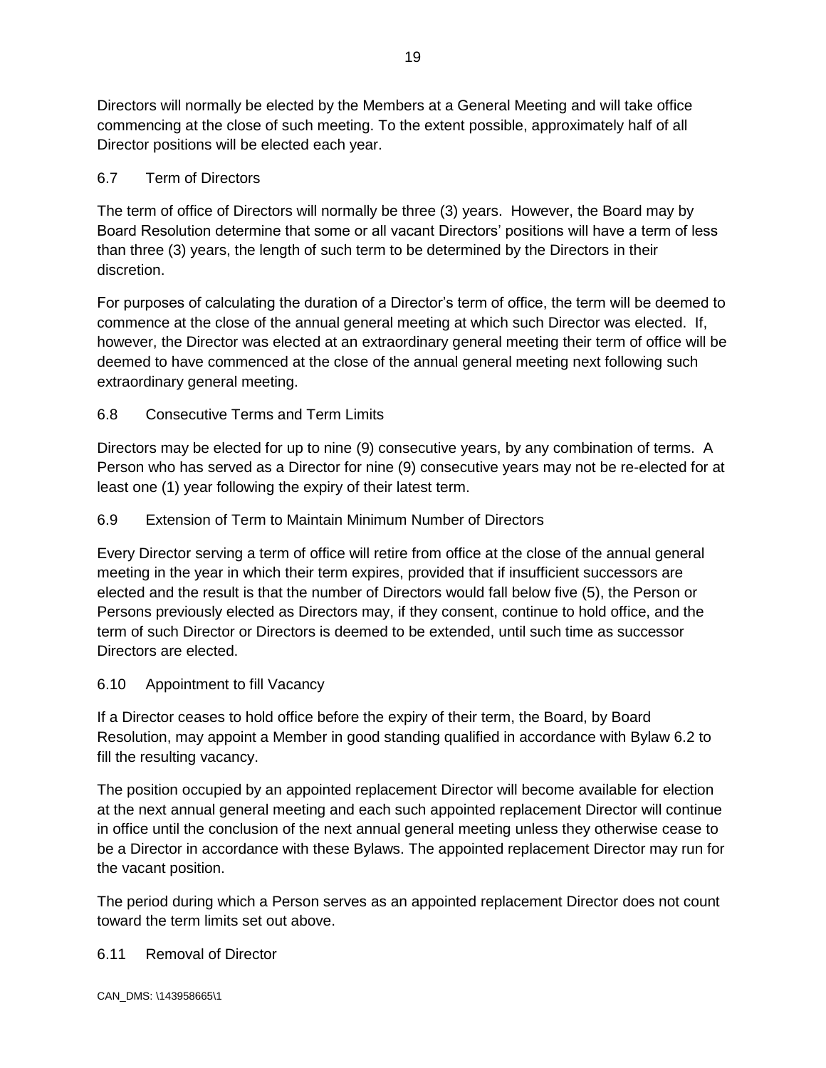Directors will normally be elected by the Members at a General Meeting and will take office commencing at the close of such meeting. To the extent possible, approximately half of all Director positions will be elected each year.

### 6.7 Term of Directors

The term of office of Directors will normally be three (3) years. However, the Board may by Board Resolution determine that some or all vacant Directors' positions will have a term of less than three (3) years, the length of such term to be determined by the Directors in their discretion.

For purposes of calculating the duration of a Director's term of office, the term will be deemed to commence at the close of the annual general meeting at which such Director was elected. If, however, the Director was elected at an extraordinary general meeting their term of office will be deemed to have commenced at the close of the annual general meeting next following such extraordinary general meeting.

### 6.8 Consecutive Terms and Term Limits

Directors may be elected for up to nine (9) consecutive years, by any combination of terms. A Person who has served as a Director for nine (9) consecutive years may not be re-elected for at least one (1) year following the expiry of their latest term.

### 6.9 Extension of Term to Maintain Minimum Number of Directors

Every Director serving a term of office will retire from office at the close of the annual general meeting in the year in which their term expires, provided that if insufficient successors are elected and the result is that the number of Directors would fall below five (5), the Person or Persons previously elected as Directors may, if they consent, continue to hold office, and the term of such Director or Directors is deemed to be extended, until such time as successor Directors are elected.

### 6.10 Appointment to fill Vacancy

If a Director ceases to hold office before the expiry of their term, the Board, by Board Resolution, may appoint a Member in good standing qualified in accordance with Bylaw 6.2 to fill the resulting vacancy.

The position occupied by an appointed replacement Director will become available for election at the next annual general meeting and each such appointed replacement Director will continue in office until the conclusion of the next annual general meeting unless they otherwise cease to be a Director in accordance with these Bylaws. The appointed replacement Director may run for the vacant position.

The period during which a Person serves as an appointed replacement Director does not count toward the term limits set out above.

### 6.11 Removal of Director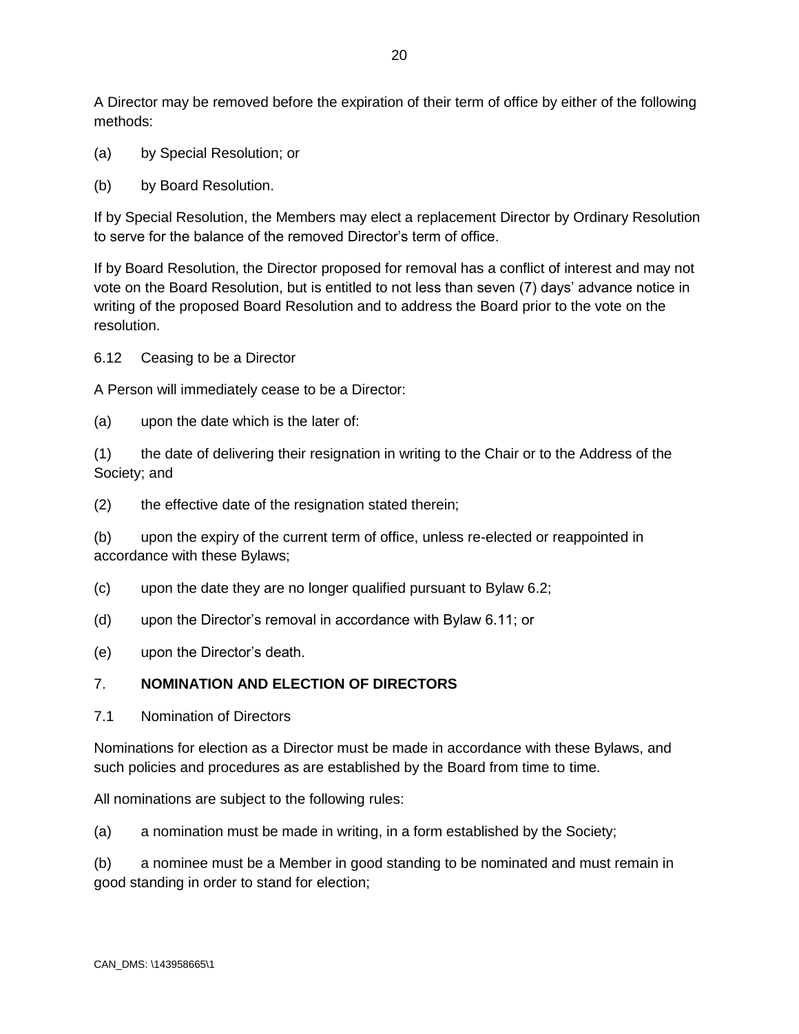A Director may be removed before the expiration of their term of office by either of the following methods:

(a) by Special Resolution; or

(b) by Board Resolution.

If by Special Resolution, the Members may elect a replacement Director by Ordinary Resolution to serve for the balance of the removed Director's term of office.

If by Board Resolution, the Director proposed for removal has a conflict of interest and may not vote on the Board Resolution, but is entitled to not less than seven (7) days' advance notice in writing of the proposed Board Resolution and to address the Board prior to the vote on the resolution.

6.12 Ceasing to be a Director

A Person will immediately cease to be a Director:

(a) upon the date which is the later of:

(1) the date of delivering their resignation in writing to the Chair or to the Address of the Society; and

(2) the effective date of the resignation stated therein;

(b) upon the expiry of the current term of office, unless re-elected or reappointed in accordance with these Bylaws;

(c) upon the date they are no longer qualified pursuant to Bylaw 6.2;

(d) upon the Director's removal in accordance with Bylaw 6.11; or

(e) upon the Director's death.

## 7. **NOMINATION AND ELECTION OF DIRECTORS**

7.1 Nomination of Directors

Nominations for election as a Director must be made in accordance with these Bylaws, and such policies and procedures as are established by the Board from time to time.

All nominations are subject to the following rules:

(a) a nomination must be made in writing, in a form established by the Society;

(b) a nominee must be a Member in good standing to be nominated and must remain in good standing in order to stand for election;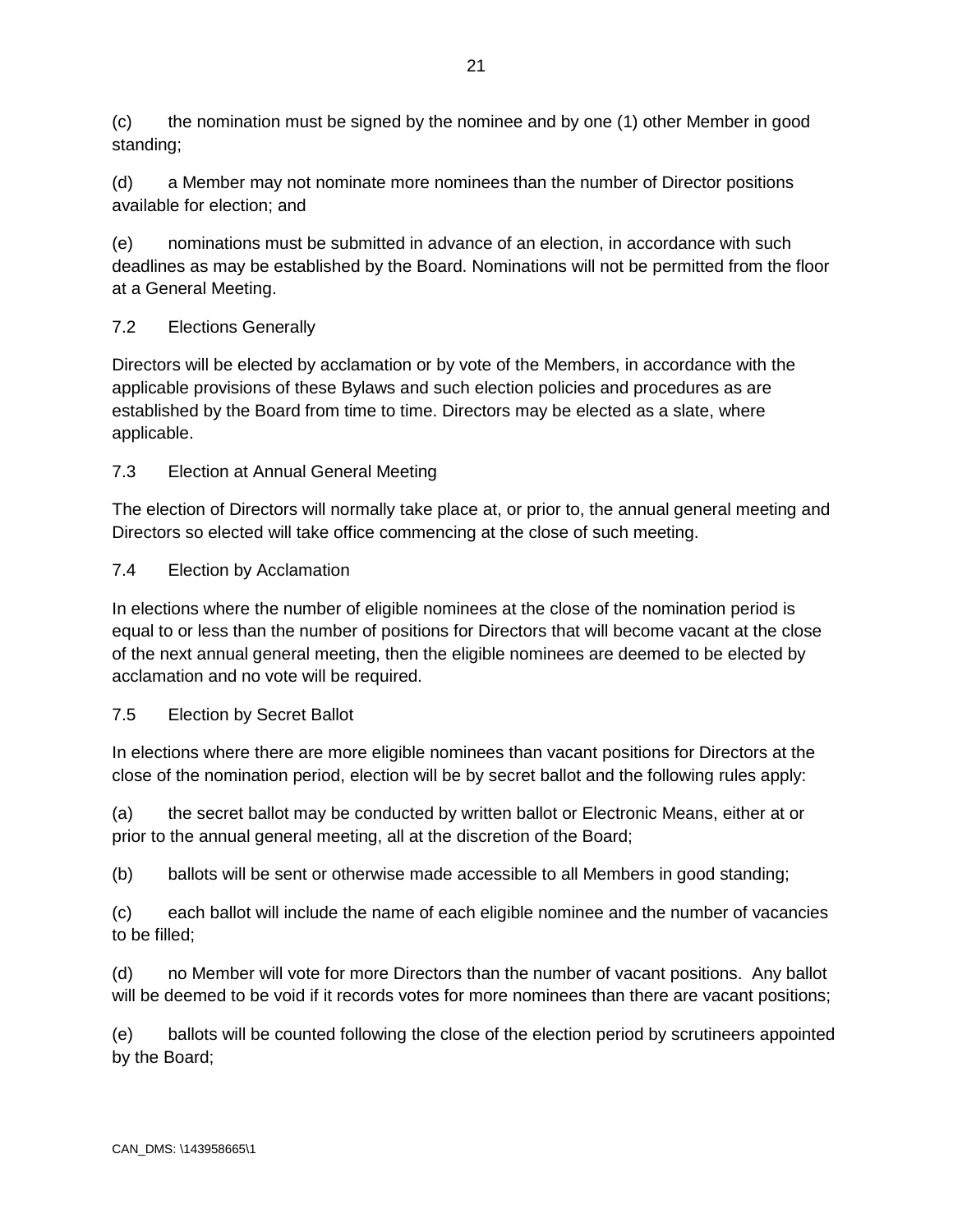(c) the nomination must be signed by the nominee and by one (1) other Member in good standing;

(d) a Member may not nominate more nominees than the number of Director positions available for election; and

(e) nominations must be submitted in advance of an election, in accordance with such deadlines as may be established by the Board. Nominations will not be permitted from the floor at a General Meeting.

### 7.2 Elections Generally

Directors will be elected by acclamation or by vote of the Members, in accordance with the applicable provisions of these Bylaws and such election policies and procedures as are established by the Board from time to time. Directors may be elected as a slate, where applicable.

### 7.3 Election at Annual General Meeting

The election of Directors will normally take place at, or prior to, the annual general meeting and Directors so elected will take office commencing at the close of such meeting.

### 7.4 Election by Acclamation

In elections where the number of eligible nominees at the close of the nomination period is equal to or less than the number of positions for Directors that will become vacant at the close of the next annual general meeting, then the eligible nominees are deemed to be elected by acclamation and no vote will be required.

### 7.5 Election by Secret Ballot

In elections where there are more eligible nominees than vacant positions for Directors at the close of the nomination period, election will be by secret ballot and the following rules apply:

(a) the secret ballot may be conducted by written ballot or Electronic Means, either at or prior to the annual general meeting, all at the discretion of the Board;

(b) ballots will be sent or otherwise made accessible to all Members in good standing;

(c) each ballot will include the name of each eligible nominee and the number of vacancies to be filled;

(d) no Member will vote for more Directors than the number of vacant positions. Any ballot will be deemed to be void if it records votes for more nominees than there are vacant positions;

(e) ballots will be counted following the close of the election period by scrutineers appointed by the Board;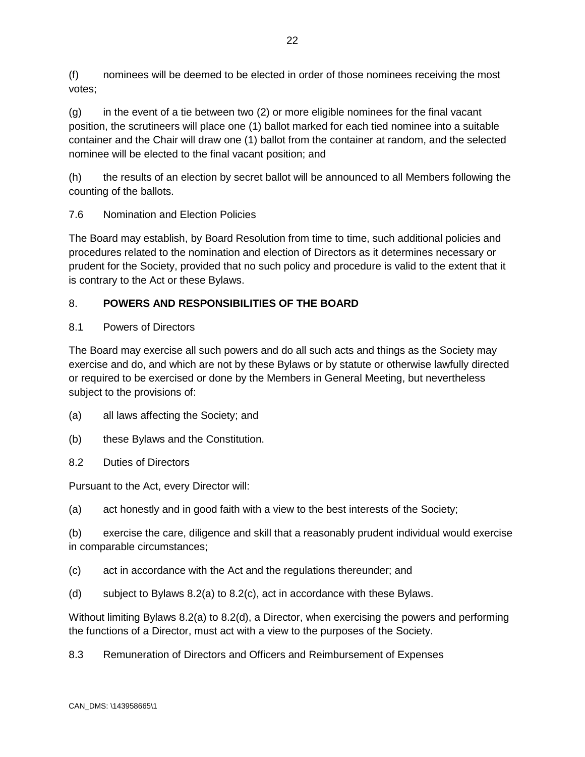(f) nominees will be deemed to be elected in order of those nominees receiving the most votes;

(g) in the event of a tie between two (2) or more eligible nominees for the final vacant position, the scrutineers will place one (1) ballot marked for each tied nominee into a suitable container and the Chair will draw one (1) ballot from the container at random, and the selected nominee will be elected to the final vacant position; and

(h) the results of an election by secret ballot will be announced to all Members following the counting of the ballots.

7.6 Nomination and Election Policies

The Board may establish, by Board Resolution from time to time, such additional policies and procedures related to the nomination and election of Directors as it determines necessary or prudent for the Society, provided that no such policy and procedure is valid to the extent that it is contrary to the Act or these Bylaws.

## 8. **POWERS AND RESPONSIBILITIES OF THE BOARD**

8.1 Powers of Directors

The Board may exercise all such powers and do all such acts and things as the Society may exercise and do, and which are not by these Bylaws or by statute or otherwise lawfully directed or required to be exercised or done by the Members in General Meeting, but nevertheless subject to the provisions of:

(a) all laws affecting the Society; and

(b) these Bylaws and the Constitution.

8.2 Duties of Directors

Pursuant to the Act, every Director will:

(a) act honestly and in good faith with a view to the best interests of the Society;

(b) exercise the care, diligence and skill that a reasonably prudent individual would exercise in comparable circumstances;

(c) act in accordance with the Act and the regulations thereunder; and

(d) subject to Bylaws 8.2(a) to 8.2(c), act in accordance with these Bylaws.

Without limiting Bylaws 8.2(a) to 8.2(d), a Director, when exercising the powers and performing the functions of a Director, must act with a view to the purposes of the Society.

8.3 Remuneration of Directors and Officers and Reimbursement of Expenses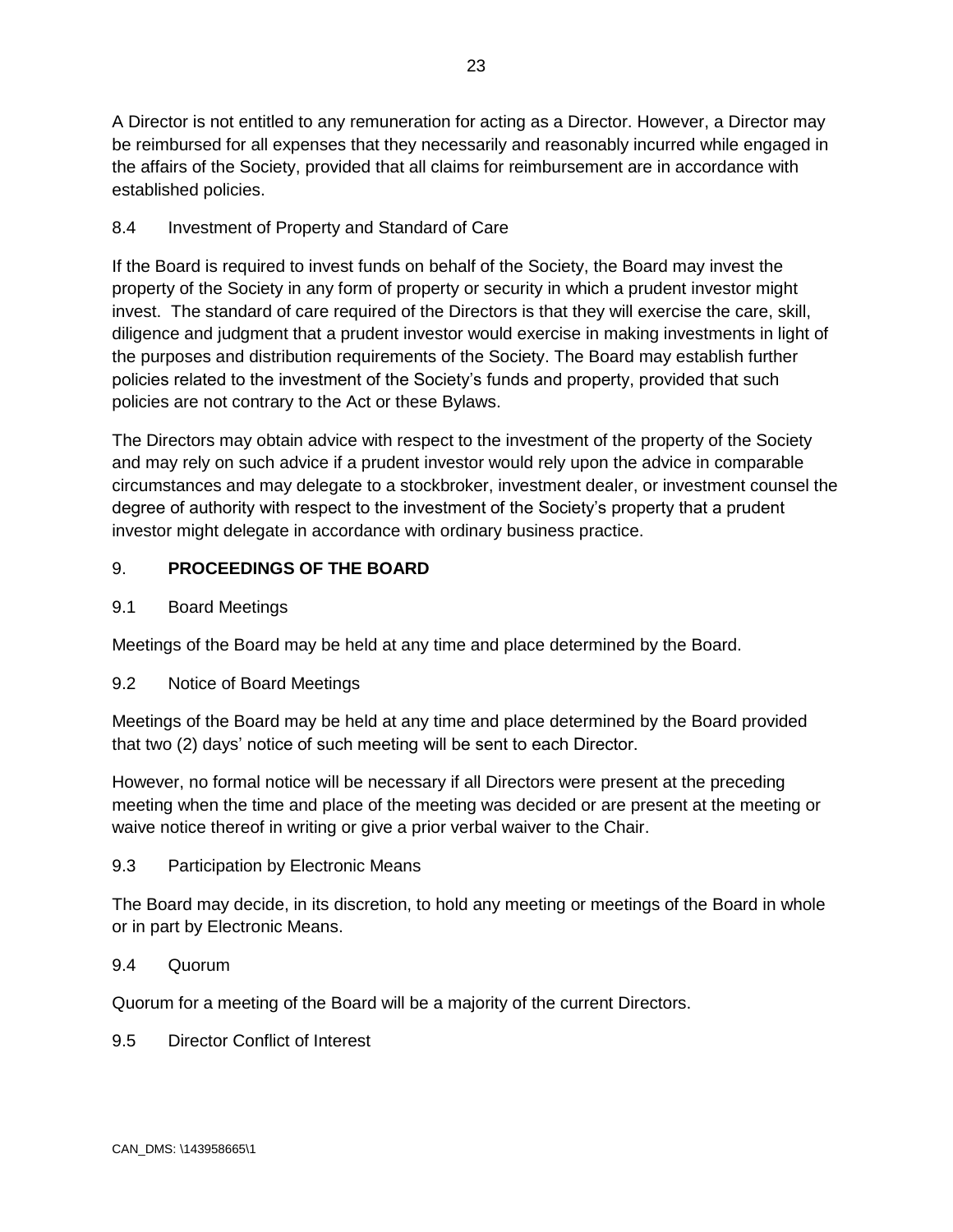A Director is not entitled to any remuneration for acting as a Director. However, a Director may be reimbursed for all expenses that they necessarily and reasonably incurred while engaged in the affairs of the Society, provided that all claims for reimbursement are in accordance with established policies.

### 8.4 Investment of Property and Standard of Care

If the Board is required to invest funds on behalf of the Society, the Board may invest the property of the Society in any form of property or security in which a prudent investor might invest. The standard of care required of the Directors is that they will exercise the care, skill, diligence and judgment that a prudent investor would exercise in making investments in light of the purposes and distribution requirements of the Society. The Board may establish further policies related to the investment of the Society's funds and property, provided that such policies are not contrary to the Act or these Bylaws.

The Directors may obtain advice with respect to the investment of the property of the Society and may rely on such advice if a prudent investor would rely upon the advice in comparable circumstances and may delegate to a stockbroker, investment dealer, or investment counsel the degree of authority with respect to the investment of the Society's property that a prudent investor might delegate in accordance with ordinary business practice.

## 9. **PROCEEDINGS OF THE BOARD**

### 9.1 Board Meetings

Meetings of the Board may be held at any time and place determined by the Board.

### 9.2 Notice of Board Meetings

Meetings of the Board may be held at any time and place determined by the Board provided that two (2) days' notice of such meeting will be sent to each Director.

However, no formal notice will be necessary if all Directors were present at the preceding meeting when the time and place of the meeting was decided or are present at the meeting or waive notice thereof in writing or give a prior verbal waiver to the Chair.

### 9.3 Participation by Electronic Means

The Board may decide, in its discretion, to hold any meeting or meetings of the Board in whole or in part by Electronic Means.

### 9.4 Quorum

Quorum for a meeting of the Board will be a majority of the current Directors.

### 9.5 Director Conflict of Interest

CAN_DMS: \143958665\1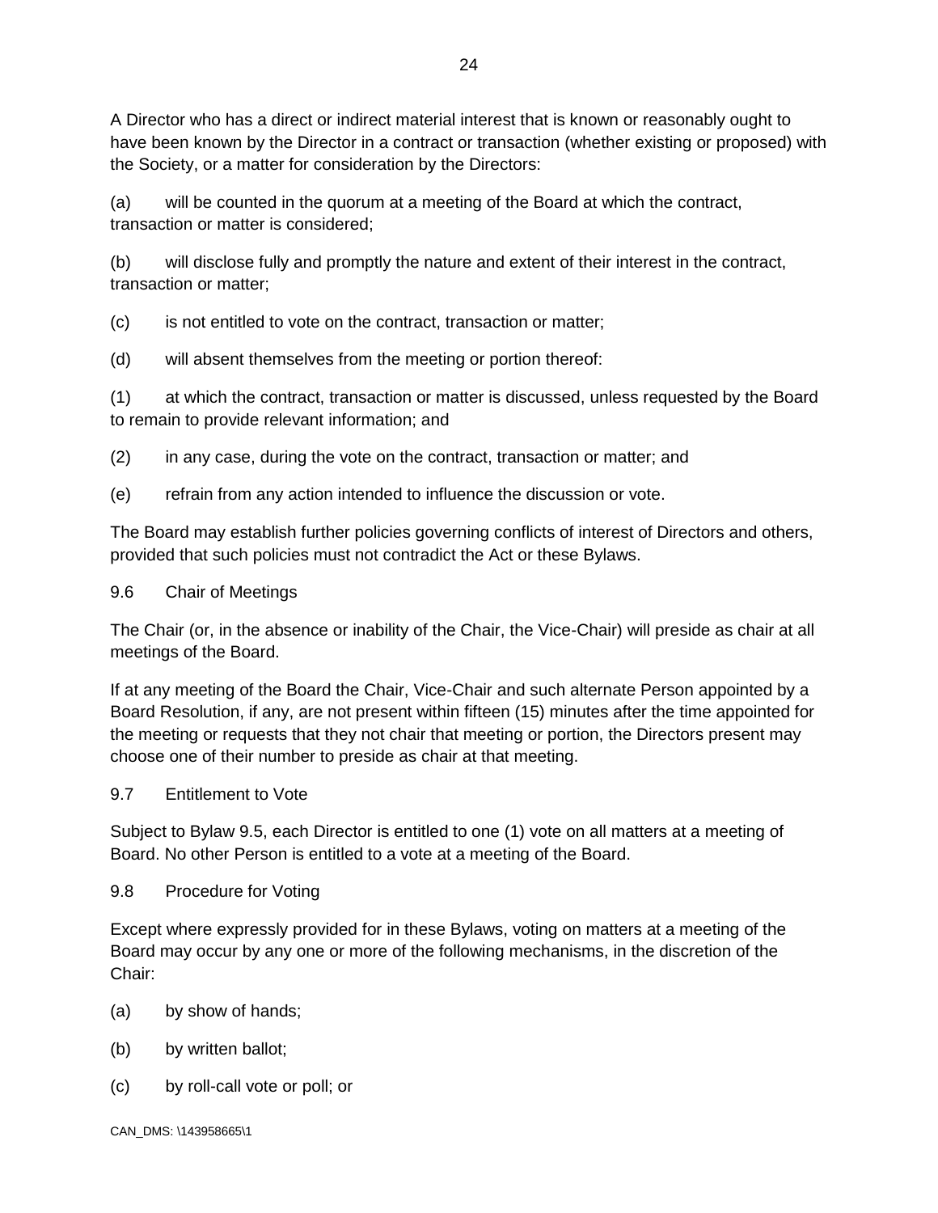A Director who has a direct or indirect material interest that is known or reasonably ought to have been known by the Director in a contract or transaction (whether existing or proposed) with the Society, or a matter for consideration by the Directors:

(a) will be counted in the quorum at a meeting of the Board at which the contract, transaction or matter is considered;

(b) will disclose fully and promptly the nature and extent of their interest in the contract, transaction or matter;

(c) is not entitled to vote on the contract, transaction or matter;

(d) will absent themselves from the meeting or portion thereof:

(1) at which the contract, transaction or matter is discussed, unless requested by the Board to remain to provide relevant information; and

(2) in any case, during the vote on the contract, transaction or matter; and

(e) refrain from any action intended to influence the discussion or vote.

The Board may establish further policies governing conflicts of interest of Directors and others, provided that such policies must not contradict the Act or these Bylaws.

### 9.6 Chair of Meetings

The Chair (or, in the absence or inability of the Chair, the Vice-Chair) will preside as chair at all meetings of the Board.

If at any meeting of the Board the Chair, Vice-Chair and such alternate Person appointed by a Board Resolution, if any, are not present within fifteen (15) minutes after the time appointed for the meeting or requests that they not chair that meeting or portion, the Directors present may choose one of their number to preside as chair at that meeting.

### 9.7 Entitlement to Vote

Subject to Bylaw 9.5, each Director is entitled to one (1) vote on all matters at a meeting of Board. No other Person is entitled to a vote at a meeting of the Board.

### 9.8 Procedure for Voting

Except where expressly provided for in these Bylaws, voting on matters at a meeting of the Board may occur by any one or more of the following mechanisms, in the discretion of the Chair:

(a) by show of hands;

(b) by written ballot;

(c) by roll-call vote or poll; or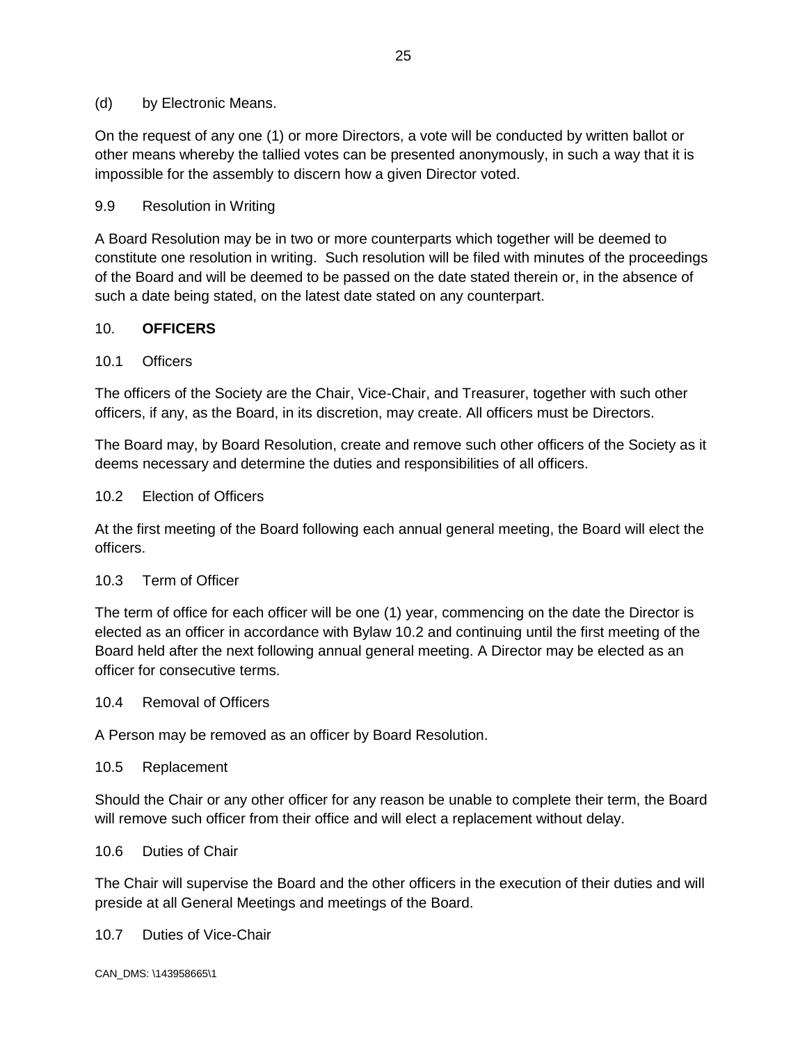(d) by Electronic Means.

On the request of any one (1) or more Directors, a vote will be conducted by written ballot or other means whereby the tallied votes can be presented anonymously, in such a way that it is impossible for the assembly to discern how a given Director voted.

### 9.9 Resolution in Writing

A Board Resolution may be in two or more counterparts which together will be deemed to constitute one resolution in writing. Such resolution will be filed with minutes of the proceedings of the Board and will be deemed to be passed on the date stated therein or, in the absence of such a date being stated, on the latest date stated on any counterpart.

## 10. **OFFICERS**

### 10.1 Officers

The officers of the Society are the Chair, Vice-Chair, and Treasurer, together with such other officers, if any, as the Board, in its discretion, may create. All officers must be Directors.

The Board may, by Board Resolution, create and remove such other officers of the Society as it deems necessary and determine the duties and responsibilities of all officers.

### 10.2 Election of Officers

At the first meeting of the Board following each annual general meeting, the Board will elect the officers.

### 10.3 Term of Officer

The term of office for each officer will be one (1) year, commencing on the date the Director is elected as an officer in accordance with Bylaw 10.2 and continuing until the first meeting of the Board held after the next following annual general meeting. A Director may be elected as an officer for consecutive terms.

### 10.4 Removal of Officers

A Person may be removed as an officer by Board Resolution.

### 10.5 Replacement

Should the Chair or any other officer for any reason be unable to complete their term, the Board will remove such officer from their office and will elect a replacement without delay.

### 10.6 Duties of Chair

The Chair will supervise the Board and the other officers in the execution of their duties and will preside at all General Meetings and meetings of the Board.

### 10.7 Duties of Vice-Chair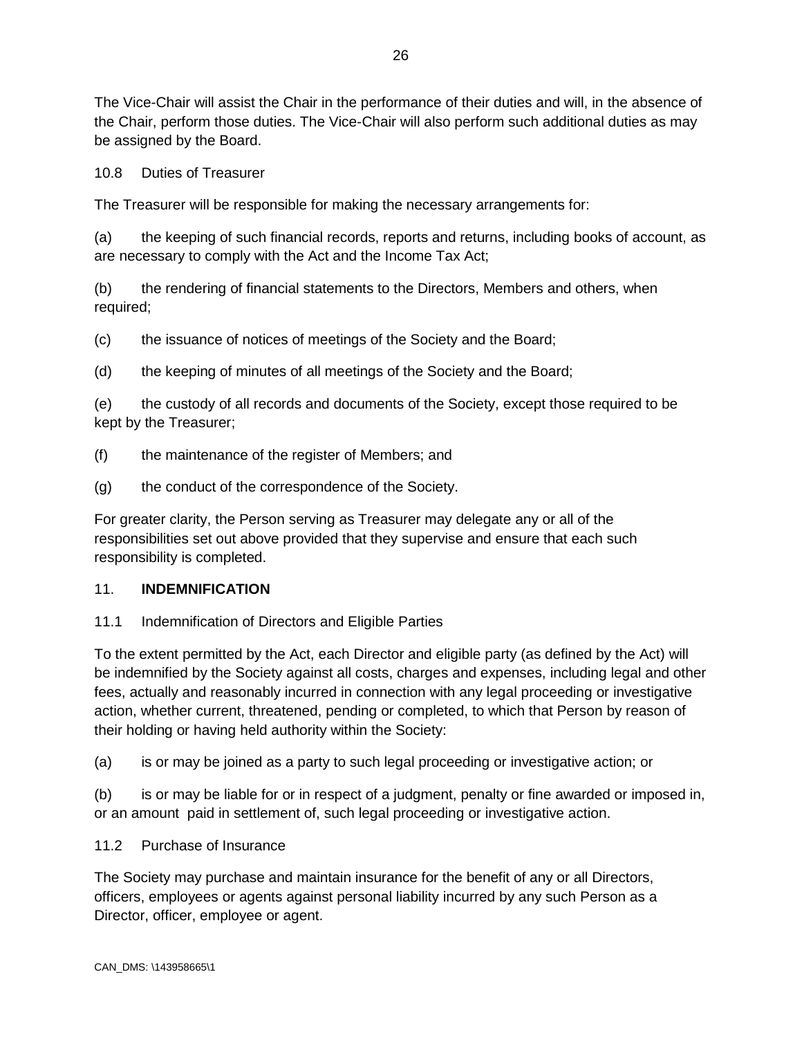The Vice-Chair will assist the Chair in the performance of their duties and will, in the absence of the Chair, perform those duties. The Vice-Chair will also perform such additional duties as may be assigned by the Board.

### 10.8 Duties of Treasurer

The Treasurer will be responsible for making the necessary arrangements for:

(a) the keeping of such financial records, reports and returns, including books of account, as are necessary to comply with the Act and the Income Tax Act;

(b) the rendering of financial statements to the Directors, Members and others, when required;

(c) the issuance of notices of meetings of the Society and the Board;

(d) the keeping of minutes of all meetings of the Society and the Board;

(e) the custody of all records and documents of the Society, except those required to be kept by the Treasurer;

(f) the maintenance of the register of Members; and

(g) the conduct of the correspondence of the Society.

For greater clarity, the Person serving as Treasurer may delegate any or all of the responsibilities set out above provided that they supervise and ensure that each such responsibility is completed.

## 11. **INDEMNIFICATION**

### 11.1 Indemnification of Directors and Eligible Parties

To the extent permitted by the Act, each Director and eligible party (as defined by the Act) will be indemnified by the Society against all costs, charges and expenses, including legal and other fees, actually and reasonably incurred in connection with any legal proceeding or investigative action, whether current, threatened, pending or completed, to which that Person by reason of their holding or having held authority within the Society:

(a) is or may be joined as a party to such legal proceeding or investigative action; or

(b) is or may be liable for or in respect of a judgment, penalty or fine awarded or imposed in, or an amount paid in settlement of, such legal proceeding or investigative action.

### 11.2 Purchase of Insurance

The Society may purchase and maintain insurance for the benefit of any or all Directors, officers, employees or agents against personal liability incurred by any such Person as a Director, officer, employee or agent.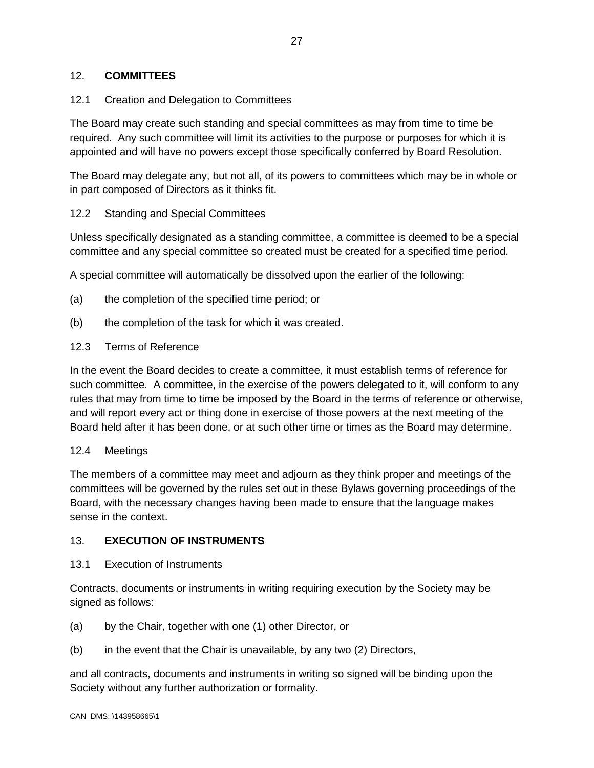## 12. **COMMITTEES**

### 12.1 Creation and Delegation to Committees

The Board may create such standing and special committees as may from time to time be required. Any such committee will limit its activities to the purpose or purposes for which it is appointed and will have no powers except those specifically conferred by Board Resolution.

The Board may delegate any, but not all, of its powers to committees which may be in whole or in part composed of Directors as it thinks fit.

### 12.2 Standing and Special Committees

Unless specifically designated as a standing committee, a committee is deemed to be a special committee and any special committee so created must be created for a specified time period.

A special committee will automatically be dissolved upon the earlier of the following:

(a) the completion of the specified time period; or

(b) the completion of the task for which it was created.

### 12.3 Terms of Reference

In the event the Board decides to create a committee, it must establish terms of reference for such committee. A committee, in the exercise of the powers delegated to it, will conform to any rules that may from time to time be imposed by the Board in the terms of reference or otherwise, and will report every act or thing done in exercise of those powers at the next meeting of the Board held after it has been done, or at such other time or times as the Board may determine.

### 12.4 Meetings

The members of a committee may meet and adjourn as they think proper and meetings of the committees will be governed by the rules set out in these Bylaws governing proceedings of the Board, with the necessary changes having been made to ensure that the language makes sense in the context.

## 13. **EXECUTION OF INSTRUMENTS**

### 13.1 Execution of Instruments

Contracts, documents or instruments in writing requiring execution by the Society may be signed as follows:

(a) by the Chair, together with one (1) other Director, or

(b) in the event that the Chair is unavailable, by any two (2) Directors,

and all contracts, documents and instruments in writing so signed will be binding upon the Society without any further authorization or formality.

CAN_DMS: \143958665\1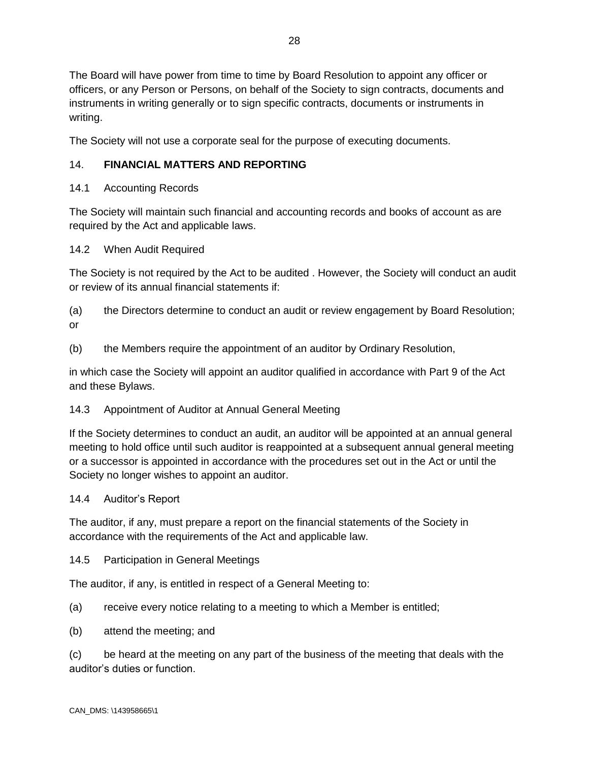The Board will have power from time to time by Board Resolution to appoint any officer or officers, or any Person or Persons, on behalf of the Society to sign contracts, documents and instruments in writing generally or to sign specific contracts, documents or instruments in writing.

The Society will not use a corporate seal for the purpose of executing documents.

## 14. **FINANCIAL MATTERS AND REPORTING**

### 14.1 Accounting Records

The Society will maintain such financial and accounting records and books of account as are required by the Act and applicable laws.

### 14.2 When Audit Required

The Society is not required by the Act to be audited . However, the Society will conduct an audit or review of its annual financial statements if:

(a) the Directors determine to conduct an audit or review engagement by Board Resolution; or

(b) the Members require the appointment of an auditor by Ordinary Resolution,

in which case the Society will appoint an auditor qualified in accordance with Part 9 of the Act and these Bylaws.

### 14.3 Appointment of Auditor at Annual General Meeting

If the Society determines to conduct an audit, an auditor will be appointed at an annual general meeting to hold office until such auditor is reappointed at a subsequent annual general meeting or a successor is appointed in accordance with the procedures set out in the Act or until the Society no longer wishes to appoint an auditor.

### 14.4 Auditor's Report

The auditor, if any, must prepare a report on the financial statements of the Society in accordance with the requirements of the Act and applicable law.

### 14.5 Participation in General Meetings

The auditor, if any, is entitled in respect of a General Meeting to:

(a) receive every notice relating to a meeting to which a Member is entitled;

(b) attend the meeting; and

(c) be heard at the meeting on any part of the business of the meeting that deals with the auditor's duties or function.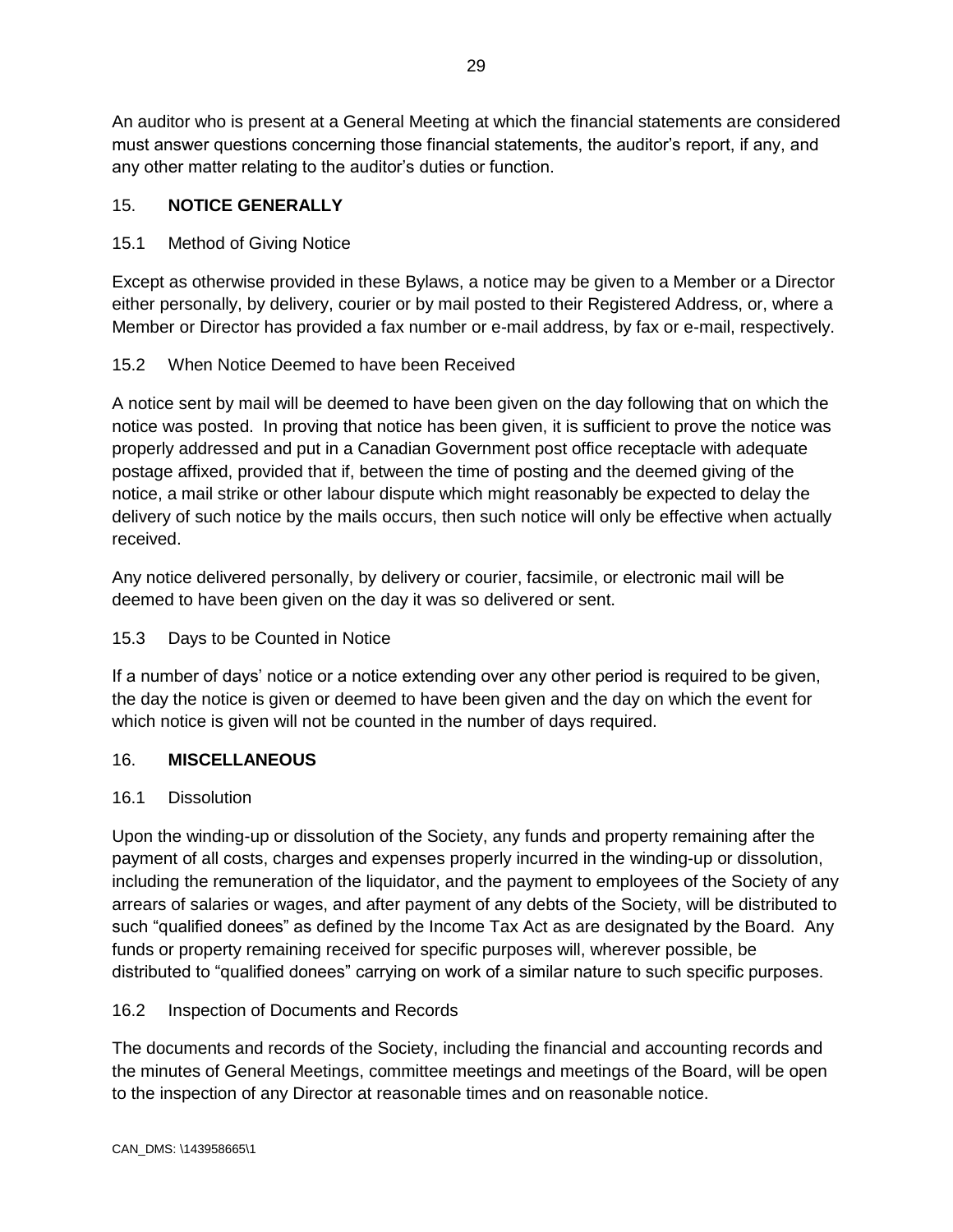An auditor who is present at a General Meeting at which the financial statements are considered must answer questions concerning those financial statements, the auditor's report, if any, and any other matter relating to the auditor's duties or function.

## 15. **NOTICE GENERALLY**

### 15.1 Method of Giving Notice

Except as otherwise provided in these Bylaws, a notice may be given to a Member or a Director either personally, by delivery, courier or by mail posted to their Registered Address, or, where a Member or Director has provided a fax number or e-mail address, by fax or e-mail, respectively.

### 15.2 When Notice Deemed to have been Received

A notice sent by mail will be deemed to have been given on the day following that on which the notice was posted. In proving that notice has been given, it is sufficient to prove the notice was properly addressed and put in a Canadian Government post office receptacle with adequate postage affixed, provided that if, between the time of posting and the deemed giving of the notice, a mail strike or other labour dispute which might reasonably be expected to delay the delivery of such notice by the mails occurs, then such notice will only be effective when actually received.

Any notice delivered personally, by delivery or courier, facsimile, or electronic mail will be deemed to have been given on the day it was so delivered or sent.

### 15.3 Days to be Counted in Notice

If a number of days' notice or a notice extending over any other period is required to be given, the day the notice is given or deemed to have been given and the day on which the event for which notice is given will not be counted in the number of days required.

## 16. **MISCELLANEOUS**

### 16.1 Dissolution

Upon the winding-up or dissolution of the Society, any funds and property remaining after the payment of all costs, charges and expenses properly incurred in the winding-up or dissolution, including the remuneration of the liquidator, and the payment to employees of the Society of any arrears of salaries or wages, and after payment of any debts of the Society, will be distributed to such "qualified donees" as defined by the Income Tax Act as are designated by the Board. Any funds or property remaining received for specific purposes will, wherever possible, be distributed to "qualified donees" carrying on work of a similar nature to such specific purposes.

### 16.2 Inspection of Documents and Records

The documents and records of the Society, including the financial and accounting records and the minutes of General Meetings, committee meetings and meetings of the Board, will be open to the inspection of any Director at reasonable times and on reasonable notice.

CAN_DMS: \143958665\1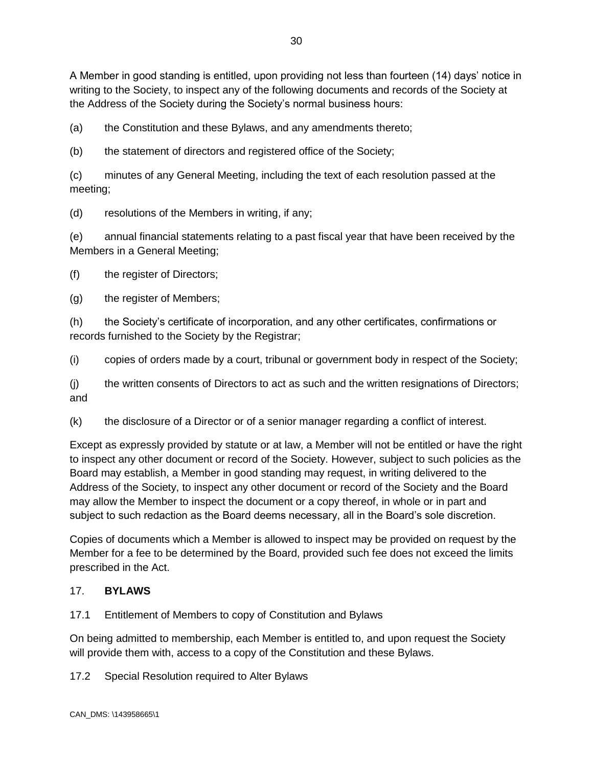A Member in good standing is entitled, upon providing not less than fourteen (14) days' notice in writing to the Society, to inspect any of the following documents and records of the Society at the Address of the Society during the Society's normal business hours:

(a) the Constitution and these Bylaws, and any amendments thereto;

(b) the statement of directors and registered office of the Society;

(c) minutes of any General Meeting, including the text of each resolution passed at the meeting;

(d) resolutions of the Members in writing, if any;

(e) annual financial statements relating to a past fiscal year that have been received by the Members in a General Meeting;

(f) the register of Directors;

(g) the register of Members;

(h) the Society's certificate of incorporation, and any other certificates, confirmations or records furnished to the Society by the Registrar;

(i) copies of orders made by a court, tribunal or government body in respect of the Society;

(j) the written consents of Directors to act as such and the written resignations of Directors; and

(k) the disclosure of a Director or of a senior manager regarding a conflict of interest.

Except as expressly provided by statute or at law, a Member will not be entitled or have the right to inspect any other document or record of the Society. However, subject to such policies as the Board may establish, a Member in good standing may request, in writing delivered to the Address of the Society, to inspect any other document or record of the Society and the Board may allow the Member to inspect the document or a copy thereof, in whole or in part and subject to such redaction as the Board deems necessary, all in the Board's sole discretion.

Copies of documents which a Member is allowed to inspect may be provided on request by the Member for a fee to be determined by the Board, provided such fee does not exceed the limits prescribed in the Act.

## 17. BYLAWS

### 17.1 Entitlement of Members to copy of Constitution and Bylaws

On being admitted to membership, each Member is entitled to, and upon request the Society will provide them with, access to a copy of the Constitution and these Bylaws.

### 17.2 Special Resolution required to Alter Bylaws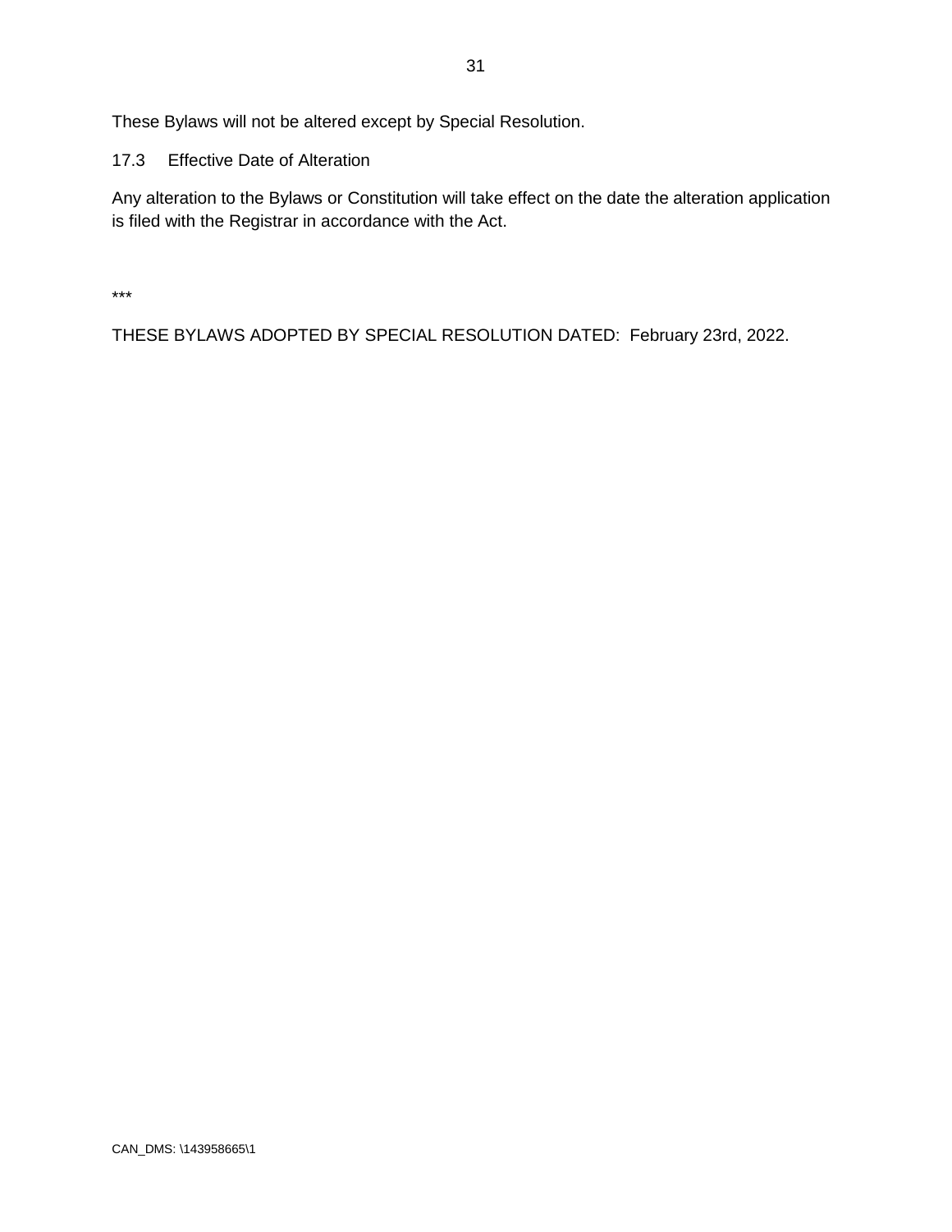These Bylaws will not be altered except by Special Resolution.

17.3 Effective Date of Alteration

Any alteration to the Bylaws or Constitution will take effect on the date the alteration application is filed with the Registrar in accordance with the Act.

***

THESE BYLAWS ADOPTED BY SPECIAL RESOLUTION DATED: February 23rd, 2022.

CAN_DMS: \143958665\1